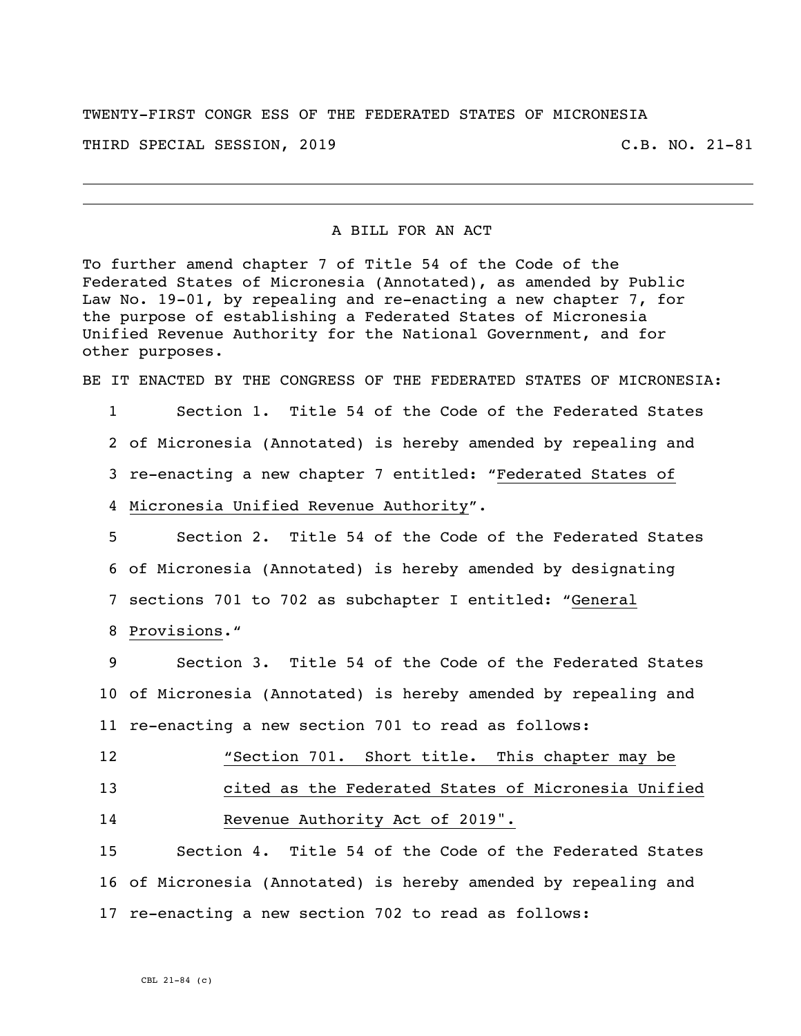TWENTY-FIRST CONGR ESS OF THE FEDERATED STATES OF MICRONESIA

THIRD SPECIAL SESSION, 2019 C.B. NO. 21-81

---

A BILL FOR AN ACT

To further amend chapter 7 of Title 54 of the Code of the Federated States of Micronesia (Annotated), as amended by Public Law No. 19-01, by repealing and re-enacting a new chapter 7, for the purpose of establishing a Federated States of Micronesia Unified Revenue Authority for the National Government, and for other purposes.

BE IT ENACTED BY THE CONGRESS OF THE FEDERATED STATES OF MICRONESIA:

1 Section 1. Title 54 of the Code of the Federated States
2 of Micronesia (Annotated) is hereby amended by repealing and
3 re-enacting a new chapter 7 entitled: "Federated States of
4 Micronesia Unified Revenue Authority".

5 Section 2. Title 54 of the Code of the Federated States
6 of Micronesia (Annotated) is hereby amended by designating
7 sections 701 to 702 as subchapter I entitled: "General
8 Provisions."

9 Section 3. Title 54 of the Code of the Federated States
10 of Micronesia (Annotated) is hereby amended by repealing and
11 re-enacting a new section 701 to read as follows:

12 "Section 701. Short title. This chapter may be
13 cited as the Federated States of Micronesia Unified
14 Revenue Authority Act of 2019".

15 Section 4. Title 54 of the Code of the Federated States
16 of Micronesia (Annotated) is hereby amended by repealing and
17 re-enacting a new section 702 to read as follows:

CBL 21-84 (c)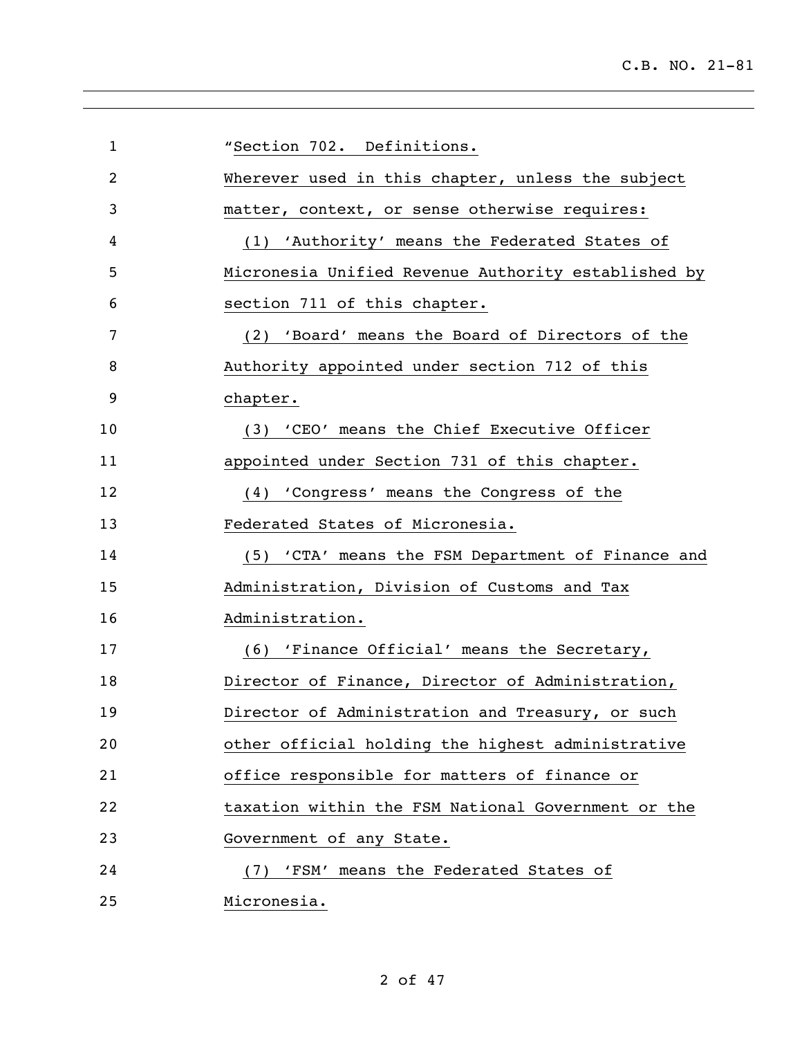"Section 702. Definitions.

Wherever used in this chapter, unless the subject matter, context, or sense otherwise requires:

(1) 'Authority' means the Federated States of Micronesia Unified Revenue Authority established by section 711 of this chapter.

(2) 'Board' means the Board of Directors of the Authority appointed under section 712 of this chapter.

(3) 'CEO' means the Chief Executive Officer appointed under Section 731 of this chapter.

(4) 'Congress' means the Congress of the Federated States of Micronesia.

(5) 'CTA' means the FSM Department of Finance and Administration, Division of Customs and Tax Administration.

(6) 'Finance Official' means the Secretary, Director of Finance, Director of Administration, Director of Administration and Treasury, or such other official holding the highest administrative office responsible for matters of finance or taxation within the FSM National Government or the Government of any State.

(7) 'FSM' means the Federated States of Micronesia.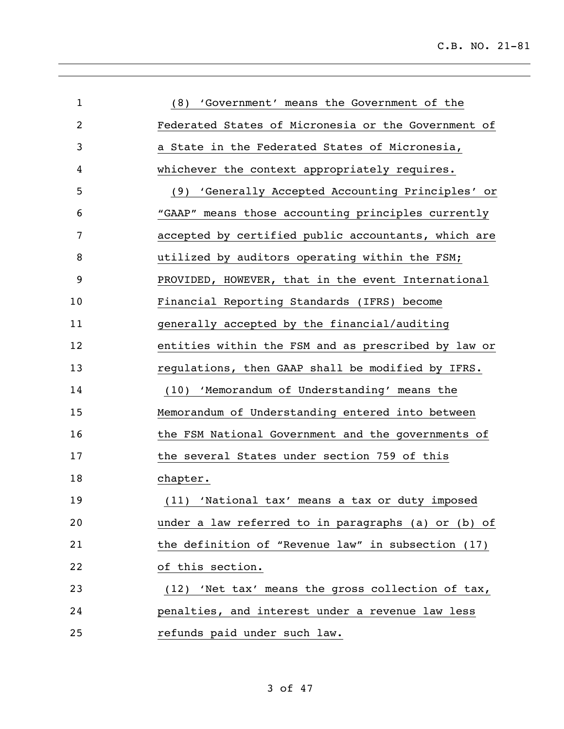(8) 'Government' means the Government of the Federated States of Micronesia or the Government of a State in the Federated States of Micronesia, whichever the context appropriately requires.

(9) 'Generally Accepted Accounting Principles' or "GAAP" means those accounting principles currently accepted by certified public accountants, which are utilized by auditors operating within the FSM; PROVIDED, HOWEVER, that in the event International Financial Reporting Standards (IFRS) become generally accepted by the financial/auditing entities within the FSM and as prescribed by law or regulations, then GAAP shall be modified by IFRS.

(10) 'Memorandum of Understanding' means the Memorandum of Understanding entered into between the FSM National Government and the governments of the several States under section 759 of this chapter.

(11) 'National tax' means a tax or duty imposed under a law referred to in paragraphs (a) or (b) of the definition of "Revenue law" in subsection (17) of this section.

(12) 'Net tax' means the gross collection of tax, penalties, and interest under a revenue law less refunds paid under such law.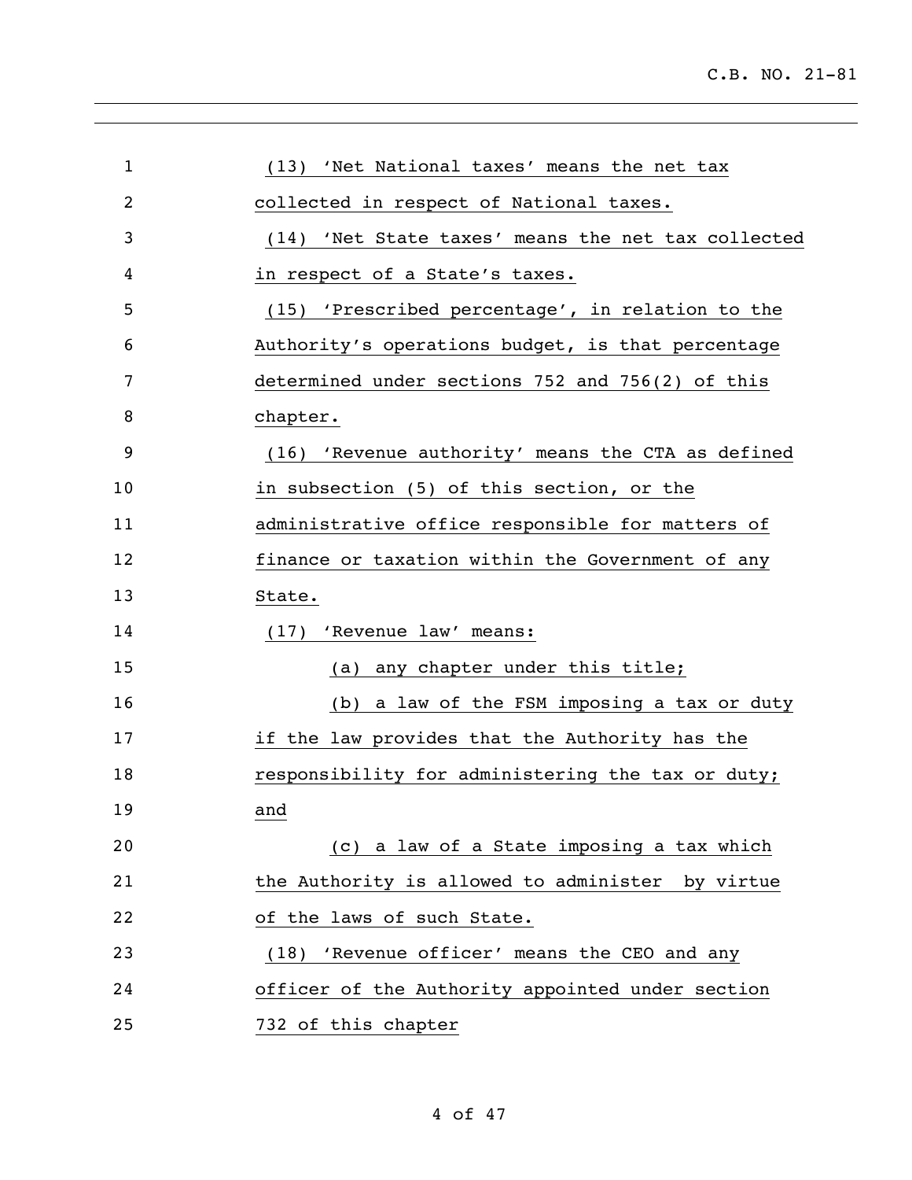(13) 'Net National taxes' means the net tax collected in respect of National taxes.

(14) 'Net State taxes' means the net tax collected in respect of a State's taxes.

(15) 'Prescribed percentage', in relation to the Authority's operations budget, is that percentage determined under sections 752 and 756(2) of this chapter.

(16) 'Revenue authority' means the CTA as defined in subsection (5) of this section, or the administrative office responsible for matters of finance or taxation within the Government of any State.

(17) 'Revenue law' means:

(a) any chapter under this title;

(b) a law of the FSM imposing a tax or duty if the law provides that the Authority has the responsibility for administering the tax or duty; and

(c) a law of a State imposing a tax which the Authority is allowed to administer by virtue of the laws of such State.

(18) 'Revenue officer' means the CEO and any officer of the Authority appointed under section 732 of this chapter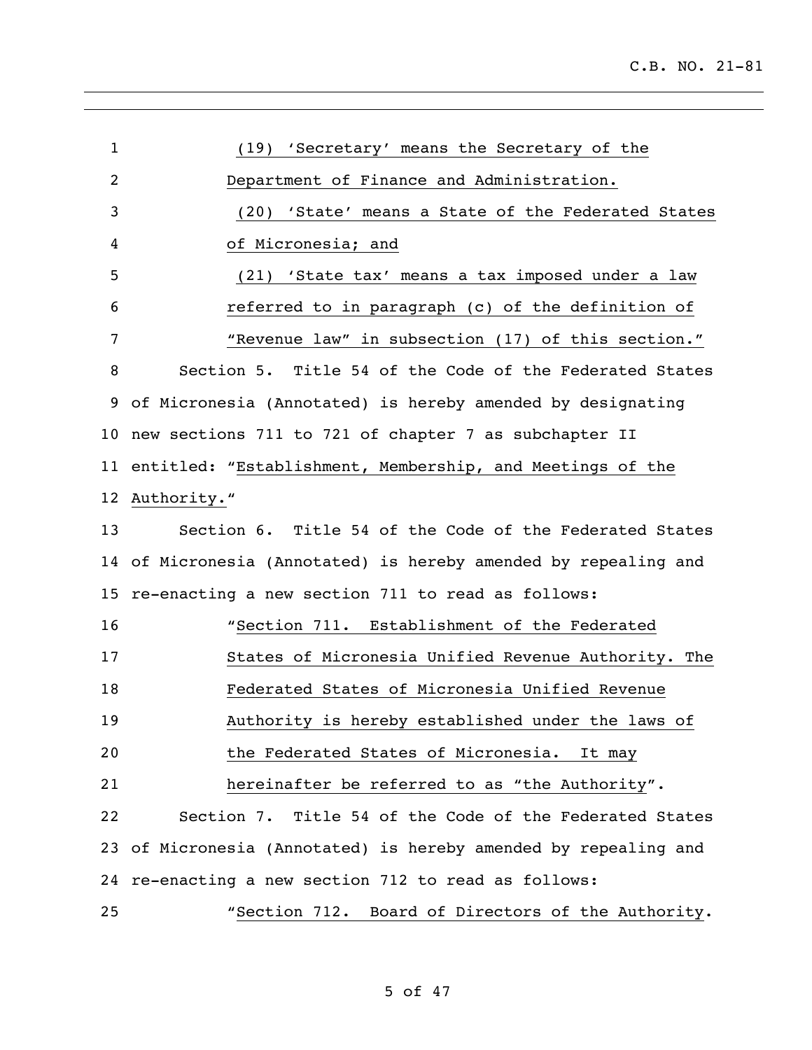(19) 'Secretary' means the Secretary of the Department of Finance and Administration.

(20) 'State' means a State of the Federated States of Micronesia; and

(21) 'State tax' means a tax imposed under a law referred to in paragraph (c) of the definition of "Revenue law" in subsection (17) of this section."

Section 5. Title 54 of the Code of the Federated States of Micronesia (Annotated) is hereby amended by designating new sections 711 to 721 of chapter 7 as subchapter II entitled: "Establishment, Membership, and Meetings of the Authority."

Section 6. Title 54 of the Code of the Federated States of Micronesia (Annotated) is hereby amended by repealing and re-enacting a new section 711 to read as follows:

"Section 711. Establishment of the Federated States of Micronesia Unified Revenue Authority. The Federated States of Micronesia Unified Revenue Authority is hereby established under the laws of the Federated States of Micronesia. It may hereinafter be referred to as "the Authority".

Section 7. Title 54 of the Code of the Federated States of Micronesia (Annotated) is hereby amended by repealing and re-enacting a new section 712 to read as follows:

"Section 712. Board of Directors of the Authority.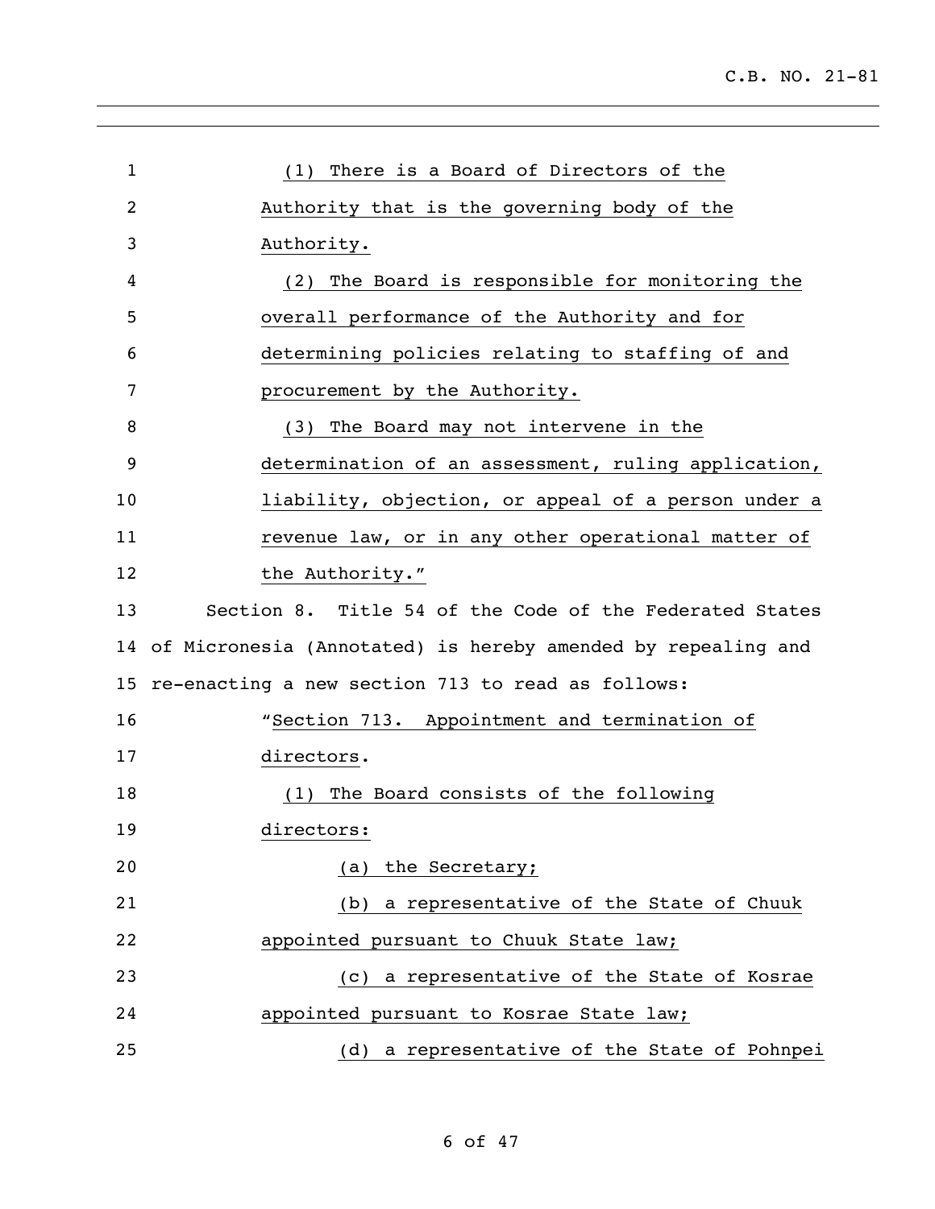(1) There is a Board of Directors of the Authority that is the governing body of the Authority.

(2) The Board is responsible for monitoring the overall performance of the Authority and for determining policies relating to staffing of and procurement by the Authority.

(3) The Board may not intervene in the determination of an assessment, ruling application, liability, objection, or appeal of a person under a revenue law, or in any other operational matter of the Authority."

Section 8. Title 54 of the Code of the Federated States of Micronesia (Annotated) is hereby amended by repealing and re-enacting a new section 713 to read as follows:

"Section 713. Appointment and termination of directors.

(1) The Board consists of the following directors:

(a) the Secretary;

(b) a representative of the State of Chuuk appointed pursuant to Chuuk State law;

(c) a representative of the State of Kosrae appointed pursuant to Kosrae State law;

(d) a representative of the State of Pohnpei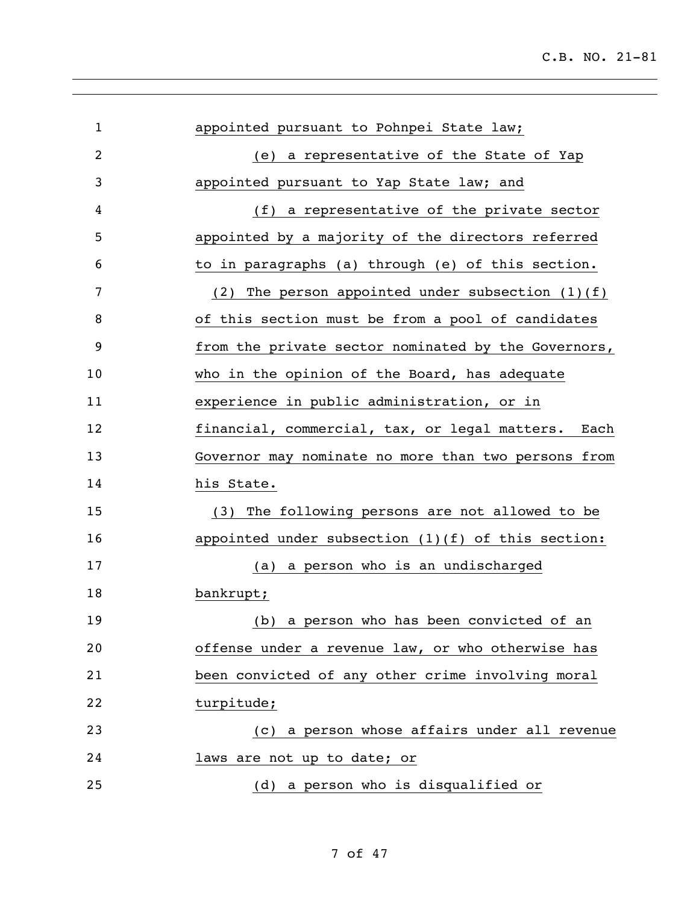appointed pursuant to Pohnpei State law;

(e) a representative of the State of Yap appointed pursuant to Yap State law; and

(f) a representative of the private sector appointed by a majority of the directors referred to in paragraphs (a) through (e) of this section.

(2) The person appointed under subsection (1)(f) of this section must be from a pool of candidates from the private sector nominated by the Governors, who in the opinion of the Board, has adequate experience in public administration, or in financial, commercial, tax, or legal matters. Each Governor may nominate no more than two persons from his State.

(3) The following persons are not allowed to be appointed under subsection (1)(f) of this section:

(a) a person who is an undischarged bankrupt;

(b) a person who has been convicted of an offense under a revenue law, or who otherwise has been convicted of any other crime involving moral turpitude;

(c) a person whose affairs under all revenue laws are not up to date; or

(d) a person who is disqualified or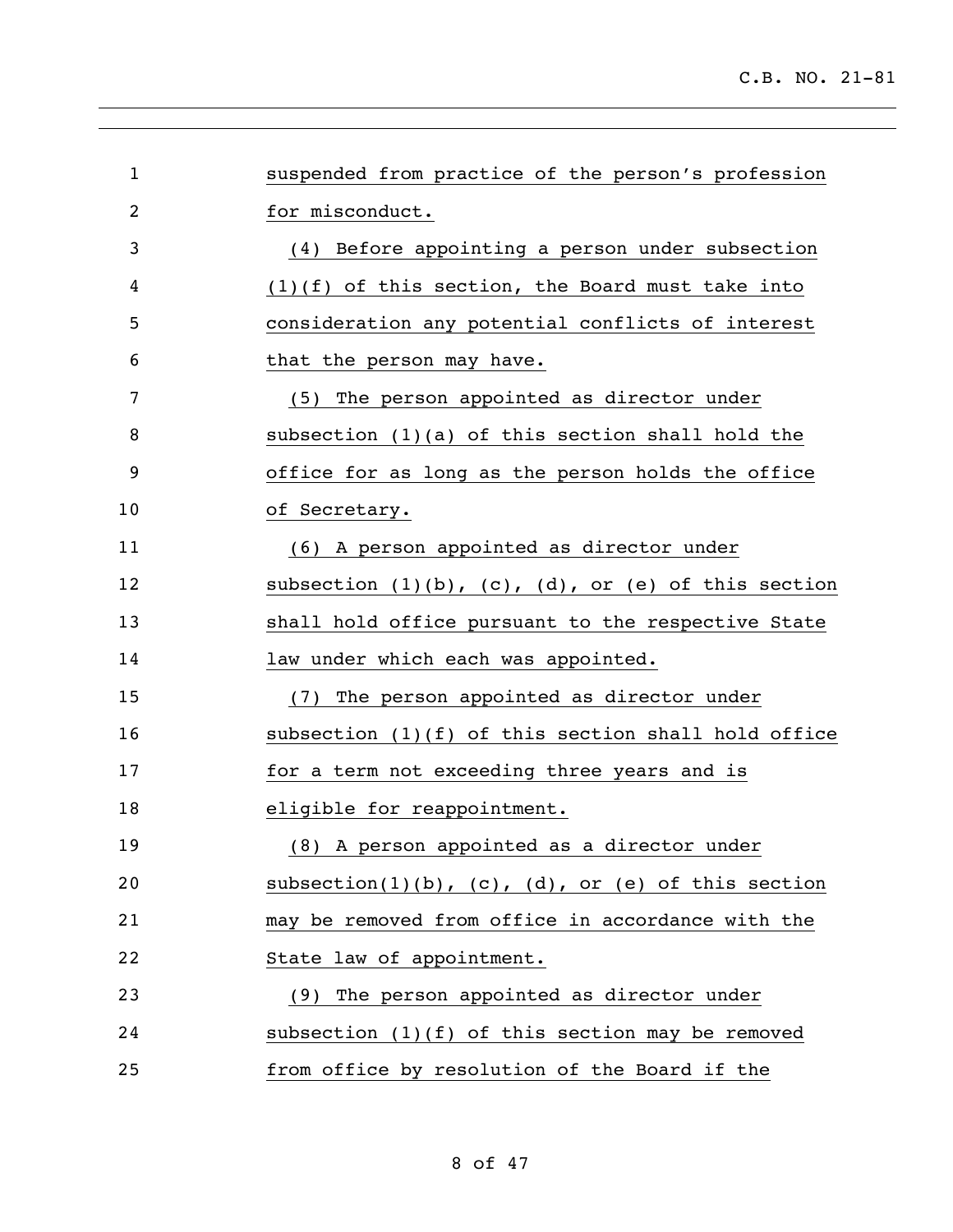suspended from practice of the person's profession for misconduct.

(4) Before appointing a person under subsection (1)(f) of this section, the Board must take into consideration any potential conflicts of interest that the person may have.

(5) The person appointed as director under subsection (1)(a) of this section shall hold the office for as long as the person holds the office of Secretary.

(6) A person appointed as director under subsection (1)(b), (c), (d), or (e) of this section shall hold office pursuant to the respective State law under which each was appointed.

(7) The person appointed as director under subsection (1)(f) of this section shall hold office for a term not exceeding three years and is eligible for reappointment.

(8) A person appointed as a director under subsection(1)(b), (c), (d), or (e) of this section may be removed from office in accordance with the State law of appointment.

(9) The person appointed as director under subsection (1)(f) of this section may be removed from office by resolution of the Board if the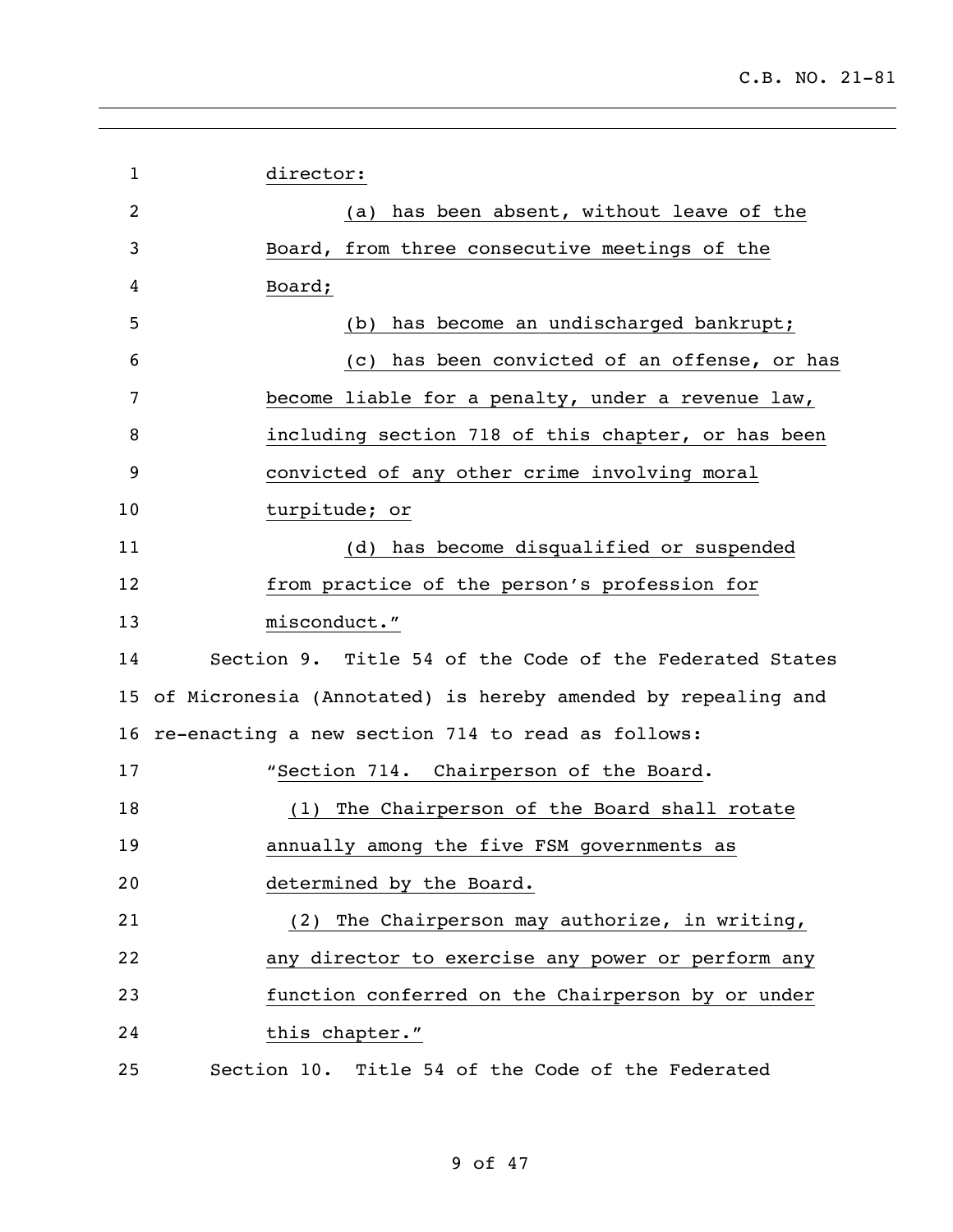director:

(a) has been absent, without leave of the Board, from three consecutive meetings of the Board;

(b) has become an undischarged bankrupt;

(c) has been convicted of an offense, or has become liable for a penalty, under a revenue law, including section 718 of this chapter, or has been convicted of any other crime involving moral turpitude; or

(d) has become disqualified or suspended from practice of the person's profession for misconduct."

Section 9. Title 54 of the Code of the Federated States of Micronesia (Annotated) is hereby amended by repealing and re-enacting a new section 714 to read as follows:

"Section 714. Chairperson of the Board.

(1) The Chairperson of the Board shall rotate annually among the five FSM governments as determined by the Board.

(2) The Chairperson may authorize, in writing, any director to exercise any power or perform any function conferred on the Chairperson by or under this chapter."

Section 10. Title 54 of the Code of the Federated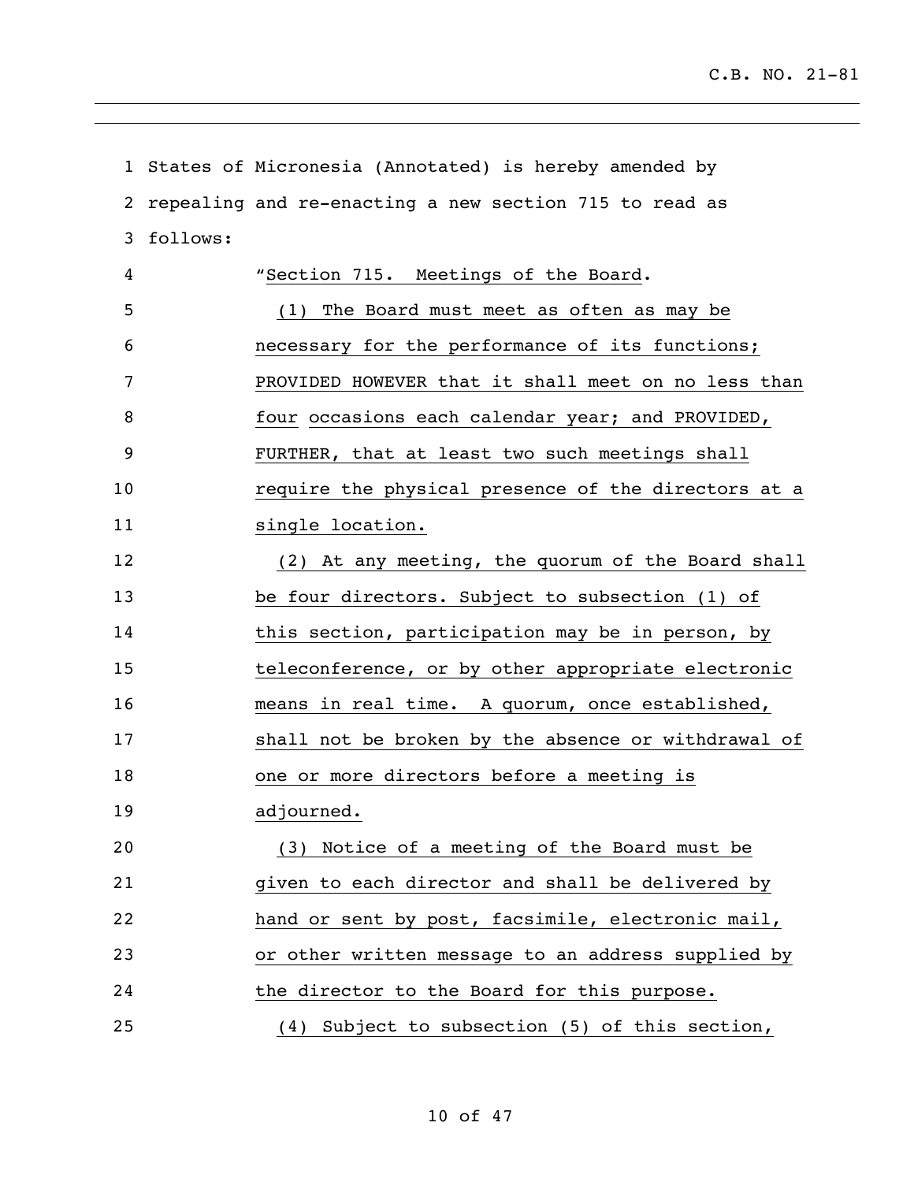States of Micronesia (Annotated) is hereby amended by repealing and re-enacting a new section 715 to read as follows:

"Section 715. Meetings of the Board.

(1) The Board must meet as often as may be necessary for the performance of its functions; PROVIDED HOWEVER that it shall meet on no less than four occasions each calendar year; and PROVIDED, FURTHER, that at least two such meetings shall require the physical presence of the directors at a single location.

(2) At any meeting, the quorum of the Board shall be four directors. Subject to subsection (1) of this section, participation may be in person, by teleconference, or by other appropriate electronic means in real time. A quorum, once established, shall not be broken by the absence or withdrawal of one or more directors before a meeting is adjourned.

(3) Notice of a meeting of the Board must be given to each director and shall be delivered by hand or sent by post, facsimile, electronic mail, or other written message to an address supplied by the director to the Board for this purpose.

(4) Subject to subsection (5) of this section,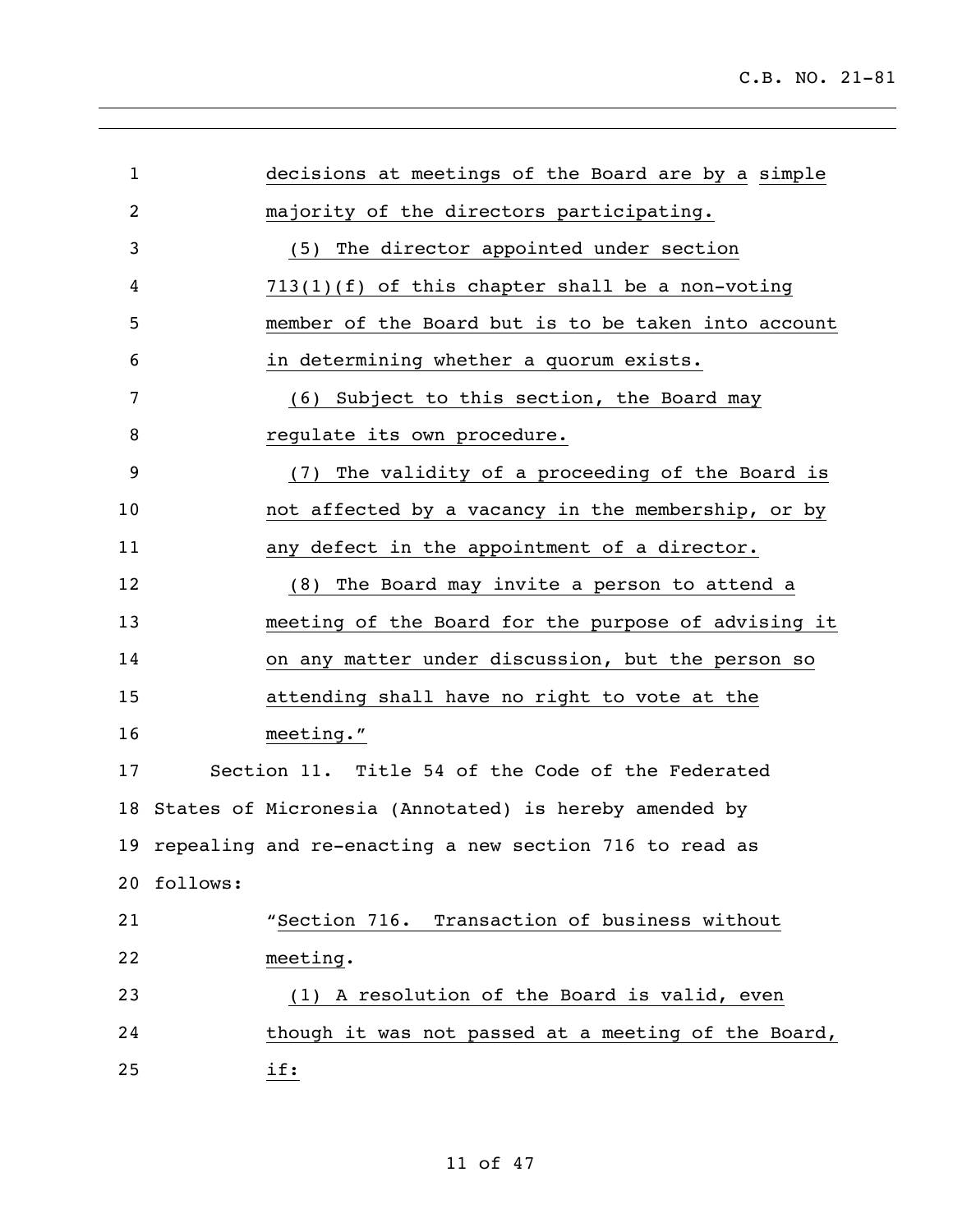decisions at meetings of the Board are by a simple majority of the directors participating.

(5) The director appointed under section 713(1)(f) of this chapter shall be a non-voting member of the Board but is to be taken into account in determining whether a quorum exists.

(6) Subject to this section, the Board may regulate its own procedure.

(7) The validity of a proceeding of the Board is not affected by a vacancy in the membership, or by any defect in the appointment of a director.

(8) The Board may invite a person to attend a meeting of the Board for the purpose of advising it on any matter under discussion, but the person so attending shall have no right to vote at the meeting."

Section 11. Title 54 of the Code of the Federated States of Micronesia (Annotated) is hereby amended by repealing and re-enacting a new section 716 to read as follows:

"Section 716. Transaction of business without meeting.

(1) A resolution of the Board is valid, even though it was not passed at a meeting of the Board, if: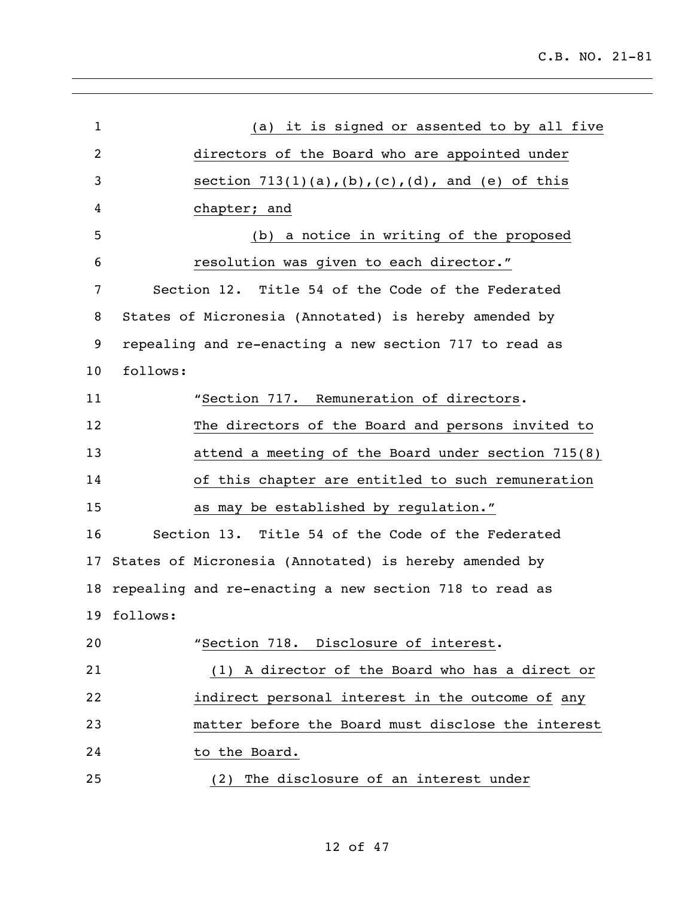(a) it is signed or assented to by all five directors of the Board who are appointed under section 713(1)(a),(b),(c),(d), and (e) of this chapter; and

(b) a notice in writing of the proposed resolution was given to each director."

Section 12. Title 54 of the Code of the Federated States of Micronesia (Annotated) is hereby amended by repealing and re-enacting a new section 717 to read as follows:

"Section 717. Remuneration of directors. The directors of the Board and persons invited to attend a meeting of the Board under section 715(8) of this chapter are entitled to such remuneration as may be established by regulation."

Section 13. Title 54 of the Code of the Federated States of Micronesia (Annotated) is hereby amended by repealing and re-enacting a new section 718 to read as follows:

"Section 718. Disclosure of interest.

(1) A director of the Board who has a direct or indirect personal interest in the outcome of any matter before the Board must disclose the interest to the Board.

(2) The disclosure of an interest under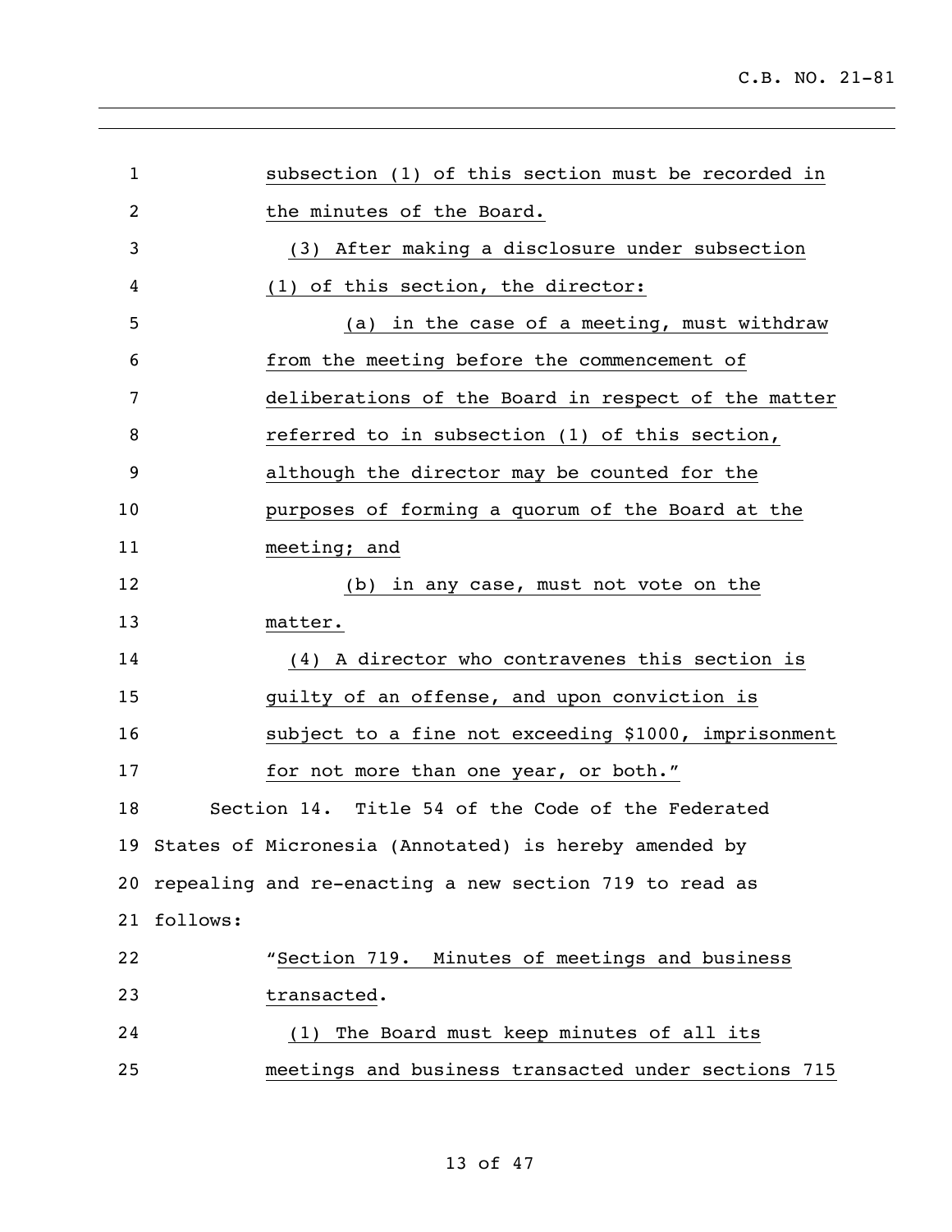subsection (1) of this section must be recorded in the minutes of the Board.

(3) After making a disclosure under subsection (1) of this section, the director:

(a) in the case of a meeting, must withdraw from the meeting before the commencement of deliberations of the Board in respect of the matter referred to in subsection (1) of this section, although the director may be counted for the purposes of forming a quorum of the Board at the meeting; and

(b) in any case, must not vote on the matter.

(4) A director who contravenes this section is guilty of an offense, and upon conviction is subject to a fine not exceeding $1000, imprisonment for not more than one year, or both."

Section 14. Title 54 of the Code of the Federated States of Micronesia (Annotated) is hereby amended by repealing and re-enacting a new section 719 to read as follows:

"Section 719. Minutes of meetings and business transacted.

(1) The Board must keep minutes of all its meetings and business transacted under sections 715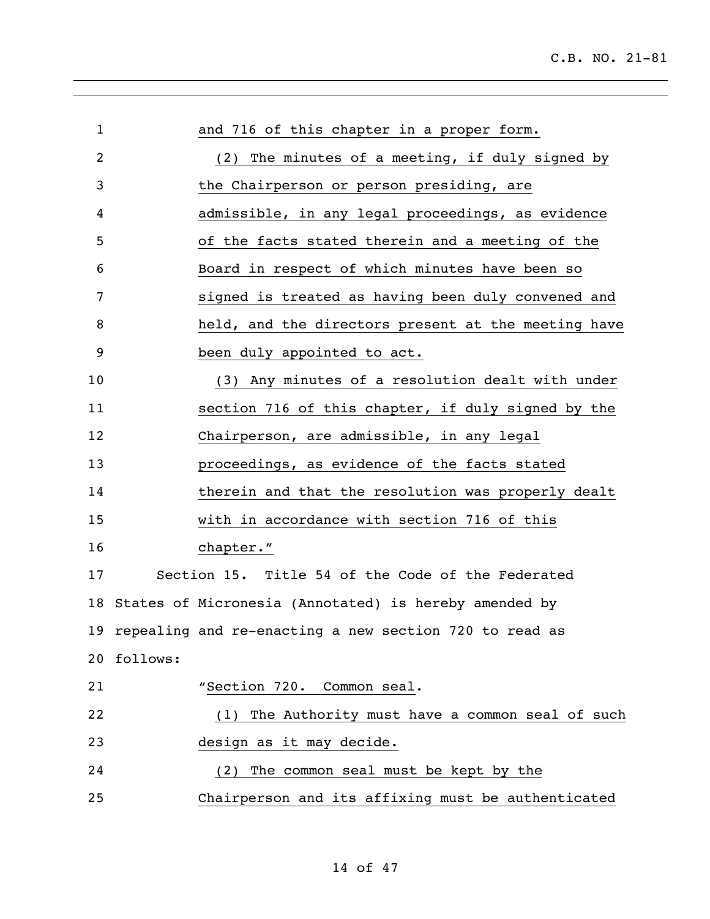and 716 of this chapter in a proper form.

(2) The minutes of a meeting, if duly signed by the Chairperson or person presiding, are admissible, in any legal proceedings, as evidence of the facts stated therein and a meeting of the Board in respect of which minutes have been so signed is treated as having been duly convened and held, and the directors present at the meeting have been duly appointed to act.

(3) Any minutes of a resolution dealt with under section 716 of this chapter, if duly signed by the Chairperson, are admissible, in any legal proceedings, as evidence of the facts stated therein and that the resolution was properly dealt with in accordance with section 716 of this chapter."

Section 15. Title 54 of the Code of the Federated States of Micronesia (Annotated) is hereby amended by repealing and re-enacting a new section 720 to read as follows:

"Section 720. Common seal.

(1) The Authority must have a common seal of such design as it may decide.

(2) The common seal must be kept by the Chairperson and its affixing must be authenticated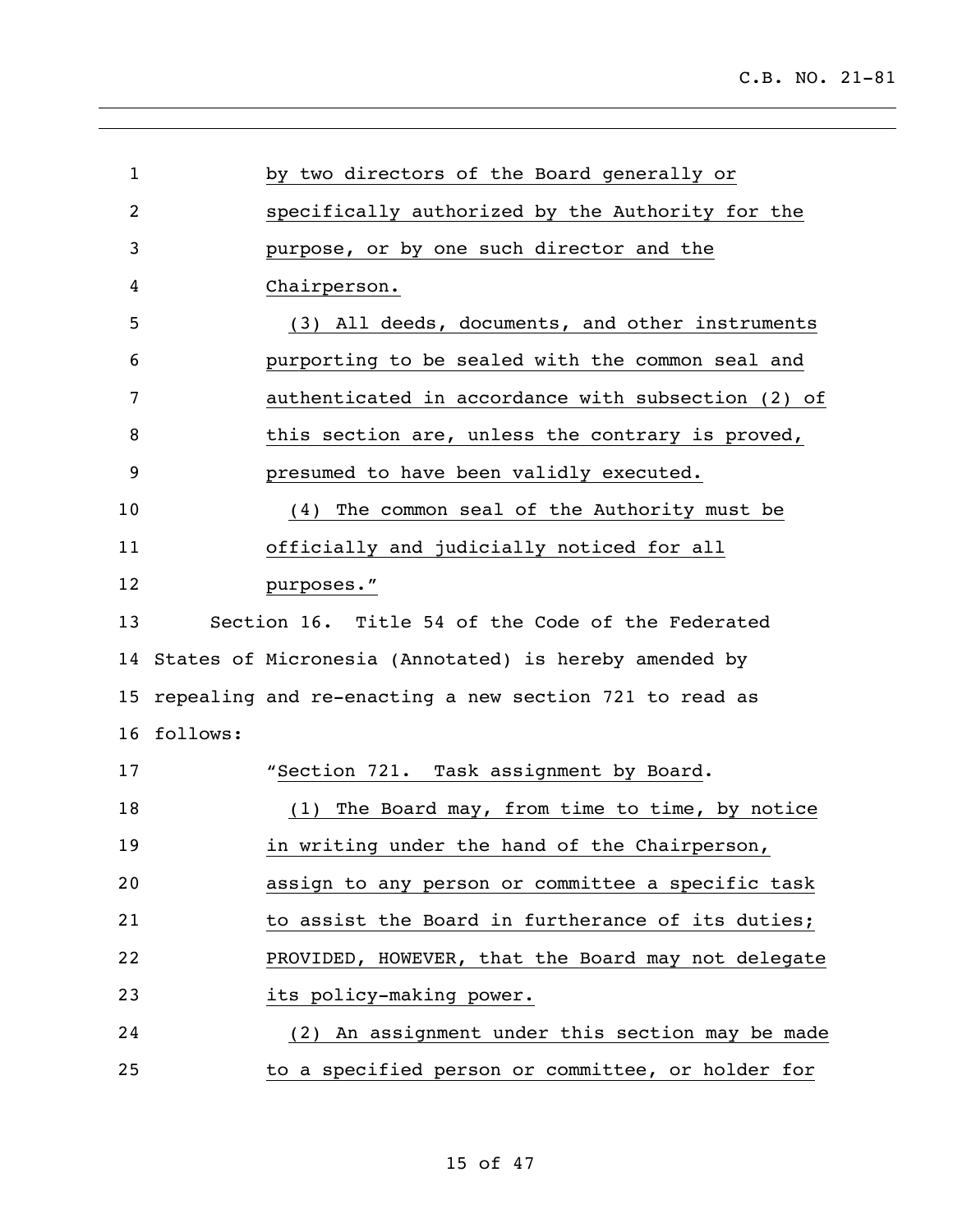by two directors of the Board generally or specifically authorized by the Authority for the purpose, or by one such director and the Chairperson.

(3) All deeds, documents, and other instruments purporting to be sealed with the common seal and authenticated in accordance with subsection (2) of this section are, unless the contrary is proved, presumed to have been validly executed.

(4) The common seal of the Authority must be officially and judicially noticed for all purposes."

Section 16. Title 54 of the Code of the Federated States of Micronesia (Annotated) is hereby amended by repealing and re-enacting a new section 721 to read as follows:

"Section 721. Task assignment by Board.

(1) The Board may, from time to time, by notice in writing under the hand of the Chairperson, assign to any person or committee a specific task to assist the Board in furtherance of its duties; PROVIDED, HOWEVER, that the Board may not delegate its policy-making power.

(2) An assignment under this section may be made to a specified person or committee, or holder for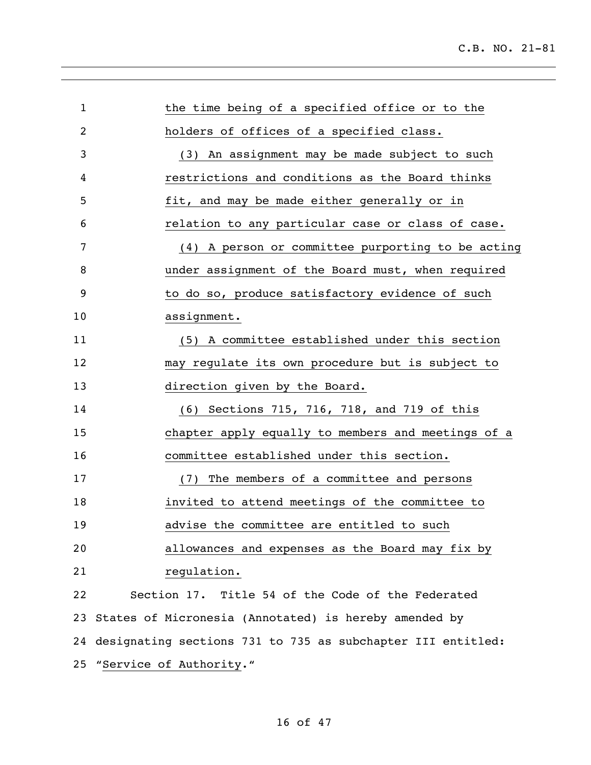the time being of a specified office or to the holders of offices of a specified class.

(3) An assignment may be made subject to such restrictions and conditions as the Board thinks fit, and may be made either generally or in relation to any particular case or class of case.

(4) A person or committee purporting to be acting under assignment of the Board must, when required to do so, produce satisfactory evidence of such assignment.

(5) A committee established under this section may regulate its own procedure but is subject to direction given by the Board.

(6) Sections 715, 716, 718, and 719 of this chapter apply equally to members and meetings of a committee established under this section.

(7) The members of a committee and persons invited to attend meetings of the committee to advise the committee are entitled to such allowances and expenses as the Board may fix by regulation.

Section 17. Title 54 of the Code of the Federated States of Micronesia (Annotated) is hereby amended by designating sections 731 to 735 as subchapter III entitled: "Service of Authority."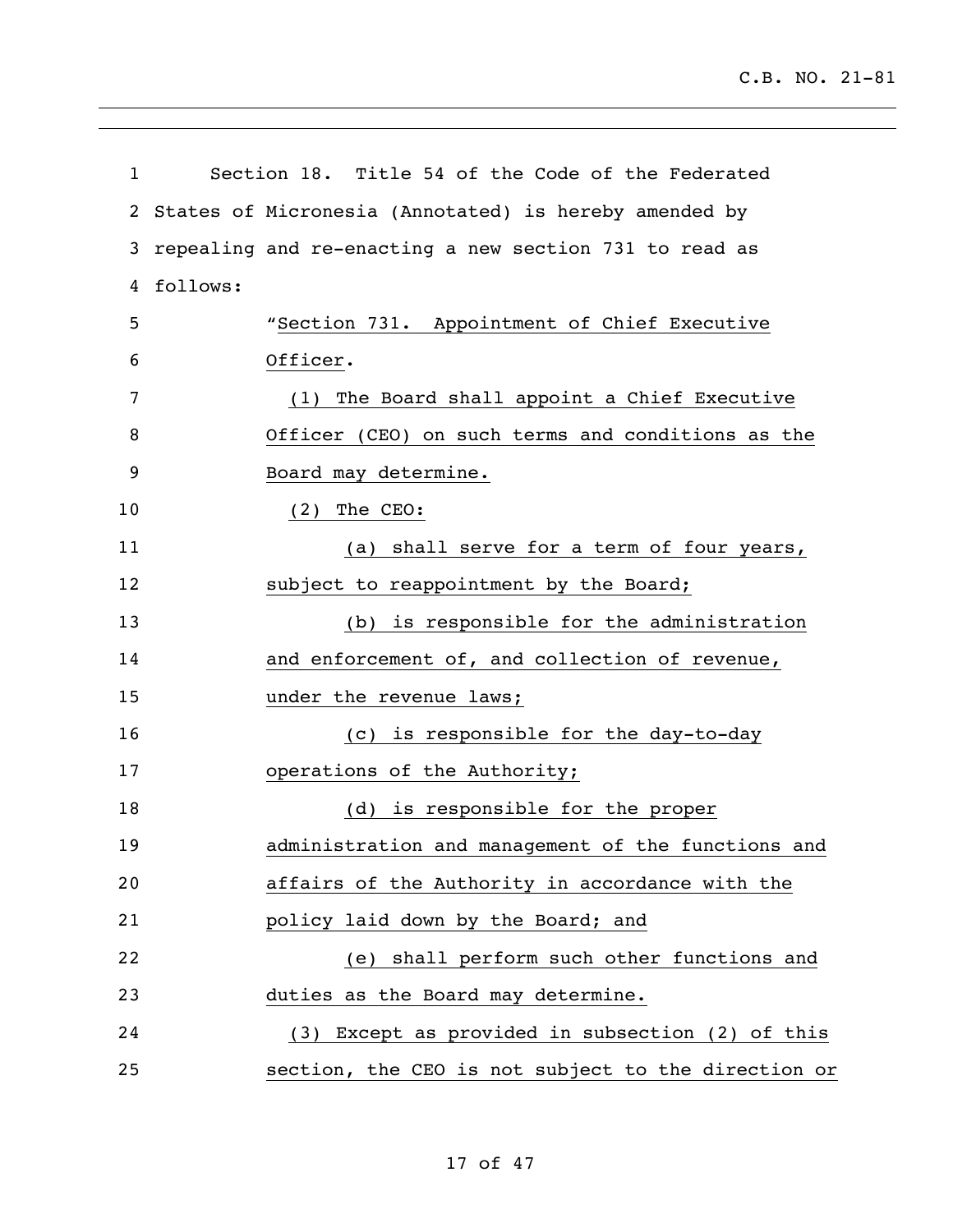Section 18. Title 54 of the Code of the Federated States of Micronesia (Annotated) is hereby amended by repealing and re-enacting a new section 731 to read as follows:

"Section 731. Appointment of Chief Executive Officer.

(1) The Board shall appoint a Chief Executive Officer (CEO) on such terms and conditions as the Board may determine.

(2) The CEO:

(a) shall serve for a term of four years, subject to reappointment by the Board;

(b) is responsible for the administration and enforcement of, and collection of revenue, under the revenue laws;

(c) is responsible for the day-to-day operations of the Authority;

(d) is responsible for the proper administration and management of the functions and affairs of the Authority in accordance with the policy laid down by the Board; and

(e) shall perform such other functions and duties as the Board may determine.

(3) Except as provided in subsection (2) of this section, the CEO is not subject to the direction or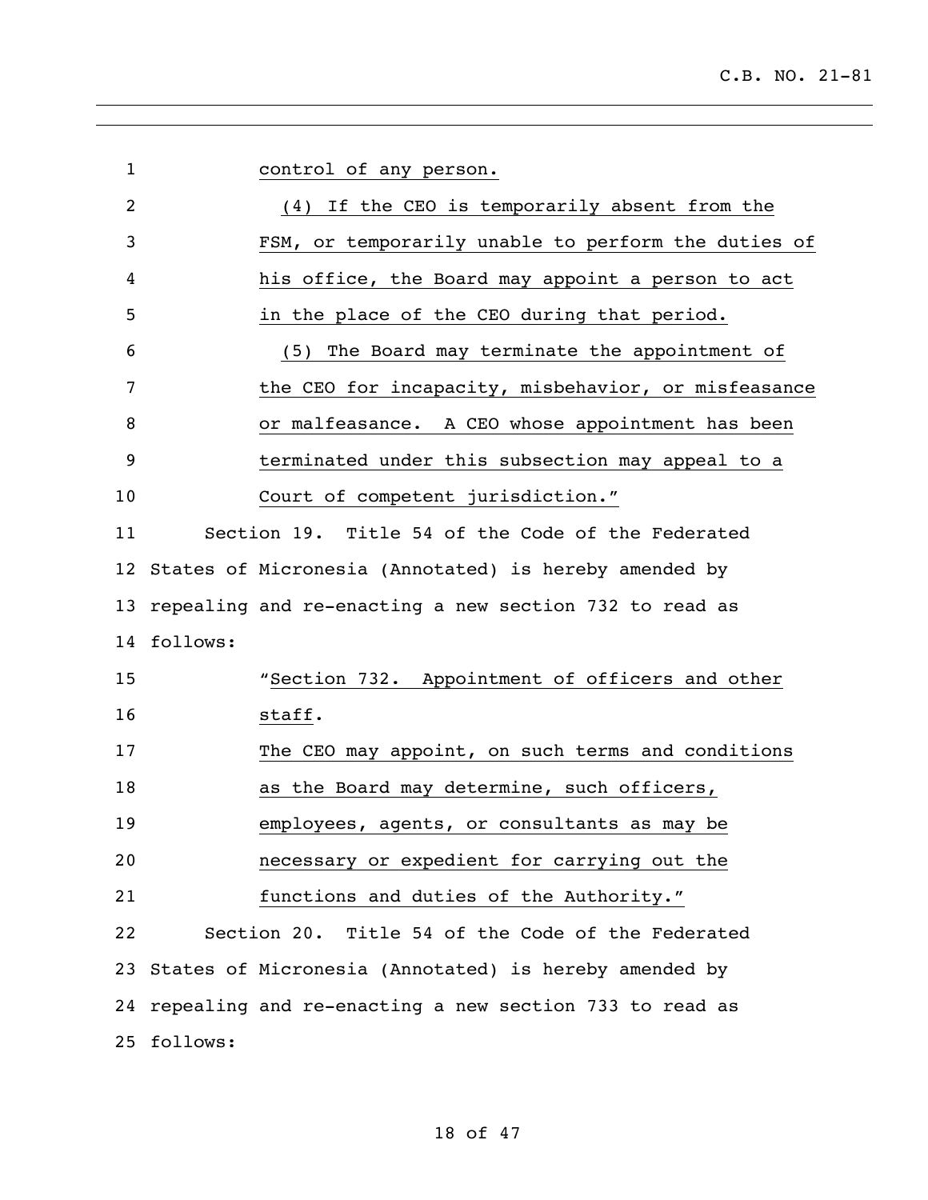control of any person.

(4) If the CEO is temporarily absent from the FSM, or temporarily unable to perform the duties of his office, the Board may appoint a person to act in the place of the CEO during that period.

(5) The Board may terminate the appointment of the CEO for incapacity, misbehavior, or misfeasance or malfeasance. A CEO whose appointment has been terminated under this subsection may appeal to a Court of competent jurisdiction."

Section 19. Title 54 of the Code of the Federated States of Micronesia (Annotated) is hereby amended by repealing and re-enacting a new section 732 to read as follows:

"Section 732. Appointment of officers and other staff.

The CEO may appoint, on such terms and conditions as the Board may determine, such officers, employees, agents, or consultants as may be necessary or expedient for carrying out the functions and duties of the Authority."

Section 20. Title 54 of the Code of the Federated States of Micronesia (Annotated) is hereby amended by repealing and re-enacting a new section 733 to read as follows: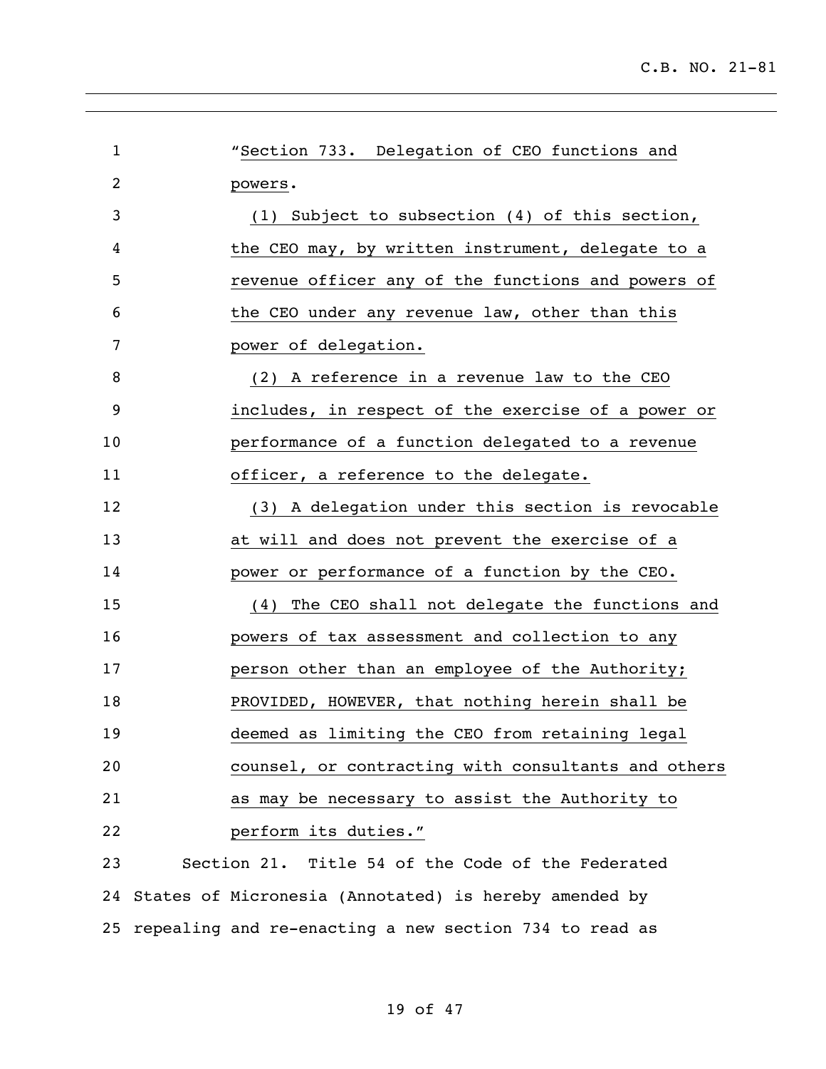"Section 733. Delegation of CEO functions and powers.

(1) Subject to subsection (4) of this section, the CEO may, by written instrument, delegate to a revenue officer any of the functions and powers of the CEO under any revenue law, other than this power of delegation.

(2) A reference in a revenue law to the CEO includes, in respect of the exercise of a power or performance of a function delegated to a revenue officer, a reference to the delegate.

(3) A delegation under this section is revocable at will and does not prevent the exercise of a power or performance of a function by the CEO.

(4) The CEO shall not delegate the functions and powers of tax assessment and collection to any person other than an employee of the Authority; PROVIDED, HOWEVER, that nothing herein shall be deemed as limiting the CEO from retaining legal counsel, or contracting with consultants and others as may be necessary to assist the Authority to perform its duties."

Section 21. Title 54 of the Code of the Federated States of Micronesia (Annotated) is hereby amended by repealing and re-enacting a new section 734 to read as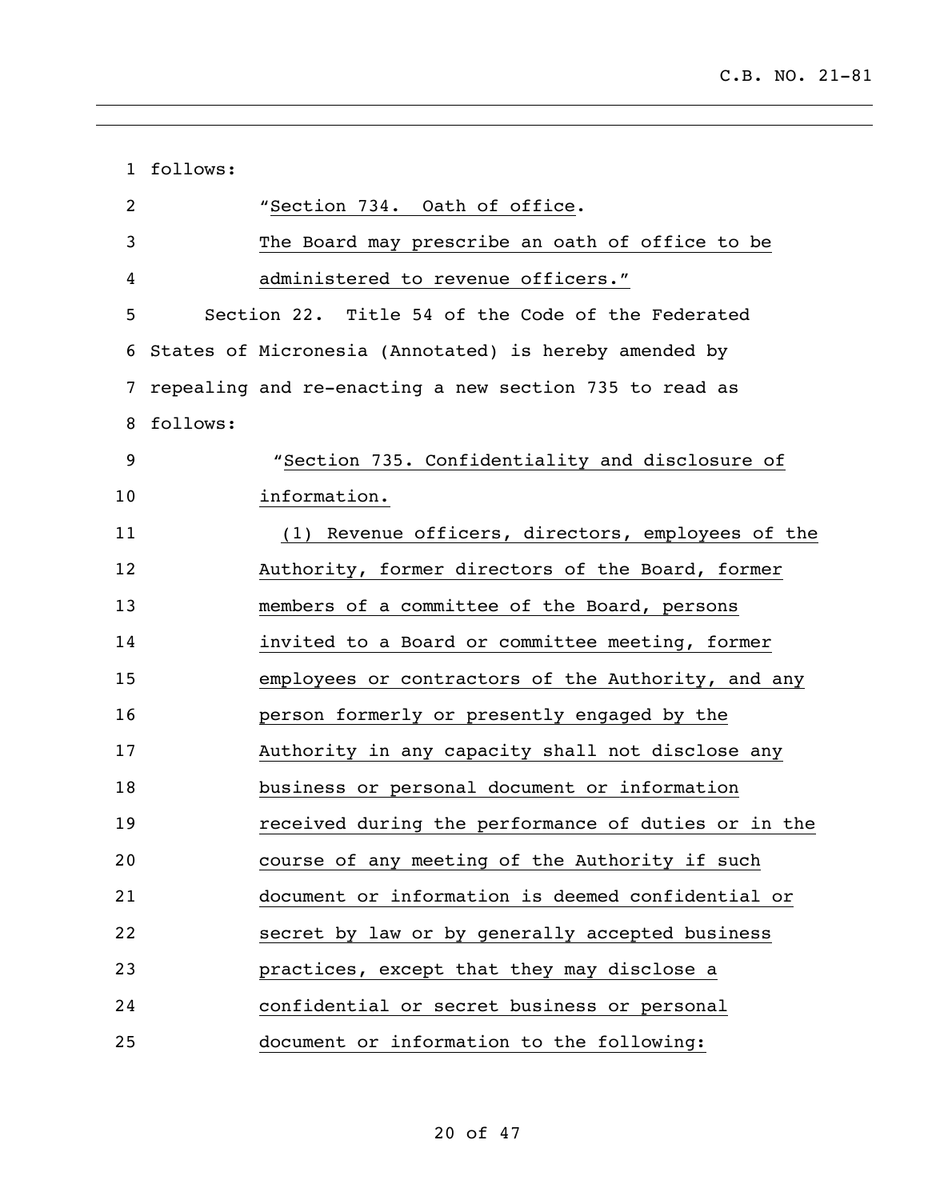follows:

"Section 734. Oath of office.

The Board may prescribe an oath of office to be administered to revenue officers."

Section 22. Title 54 of the Code of the Federated States of Micronesia (Annotated) is hereby amended by repealing and re-enacting a new section 735 to read as follows:

"Section 735. Confidentiality and disclosure of information.

(1) Revenue officers, directors, employees of the Authority, former directors of the Board, former members of a committee of the Board, persons invited to a Board or committee meeting, former employees or contractors of the Authority, and any person formerly or presently engaged by the Authority in any capacity shall not disclose any business or personal document or information received during the performance of duties or in the course of any meeting of the Authority if such document or information is deemed confidential or secret by law or by generally accepted business practices, except that they may disclose a confidential or secret business or personal document or information to the following: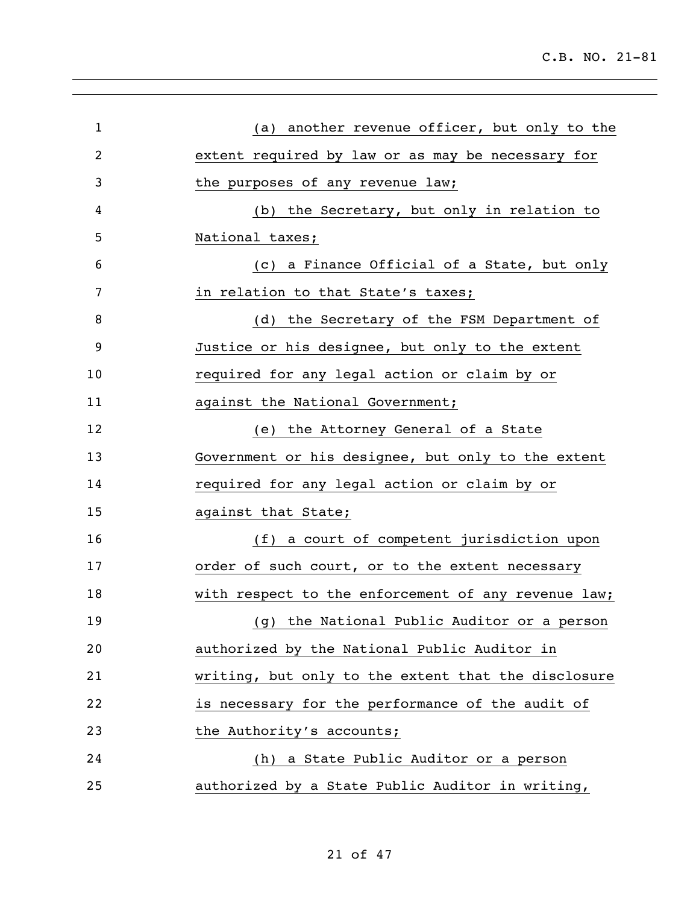(a) another revenue officer, but only to the extent required by law or as may be necessary for the purposes of any revenue law;

(b) the Secretary, but only in relation to National taxes;

(c) a Finance Official of a State, but only in relation to that State's taxes;

(d) the Secretary of the FSM Department of Justice or his designee, but only to the extent required for any legal action or claim by or against the National Government;

(e) the Attorney General of a State Government or his designee, but only to the extent required for any legal action or claim by or against that State;

(f) a court of competent jurisdiction upon order of such court, or to the extent necessary with respect to the enforcement of any revenue law;

(g) the National Public Auditor or a person authorized by the National Public Auditor in writing, but only to the extent that the disclosure is necessary for the performance of the audit of the Authority's accounts;

(h) a State Public Auditor or a person authorized by a State Public Auditor in writing,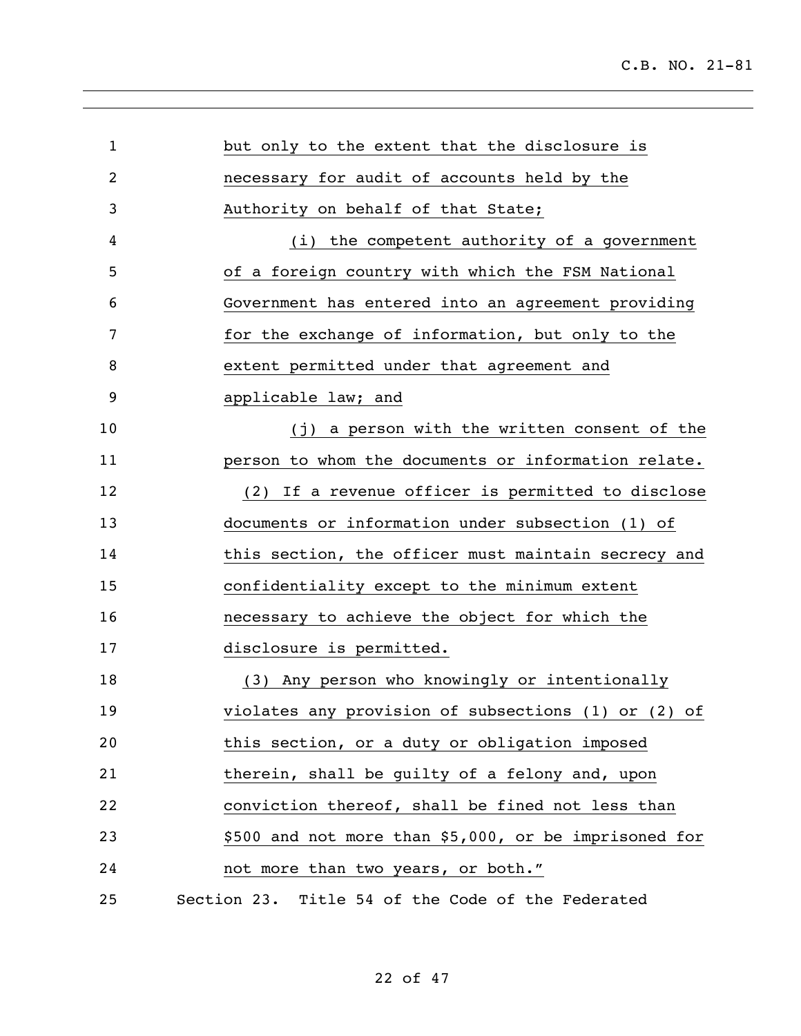but only to the extent that the disclosure is necessary for audit of accounts held by the Authority on behalf of that State;

(i) the competent authority of a government of a foreign country with which the FSM National Government has entered into an agreement providing for the exchange of information, but only to the extent permitted under that agreement and applicable law; and

(j) a person with the written consent of the person to whom the documents or information relate.

(2) If a revenue officer is permitted to disclose documents or information under subsection (1) of this section, the officer must maintain secrecy and confidentiality except to the minimum extent necessary to achieve the object for which the disclosure is permitted.

(3) Any person who knowingly or intentionally violates any provision of subsections (1) or (2) of this section, or a duty or obligation imposed therein, shall be guilty of a felony and, upon conviction thereof, shall be fined not less than $500 and not more than $5,000, or be imprisoned for not more than two years, or both."

Section 23. Title 54 of the Code of the Federated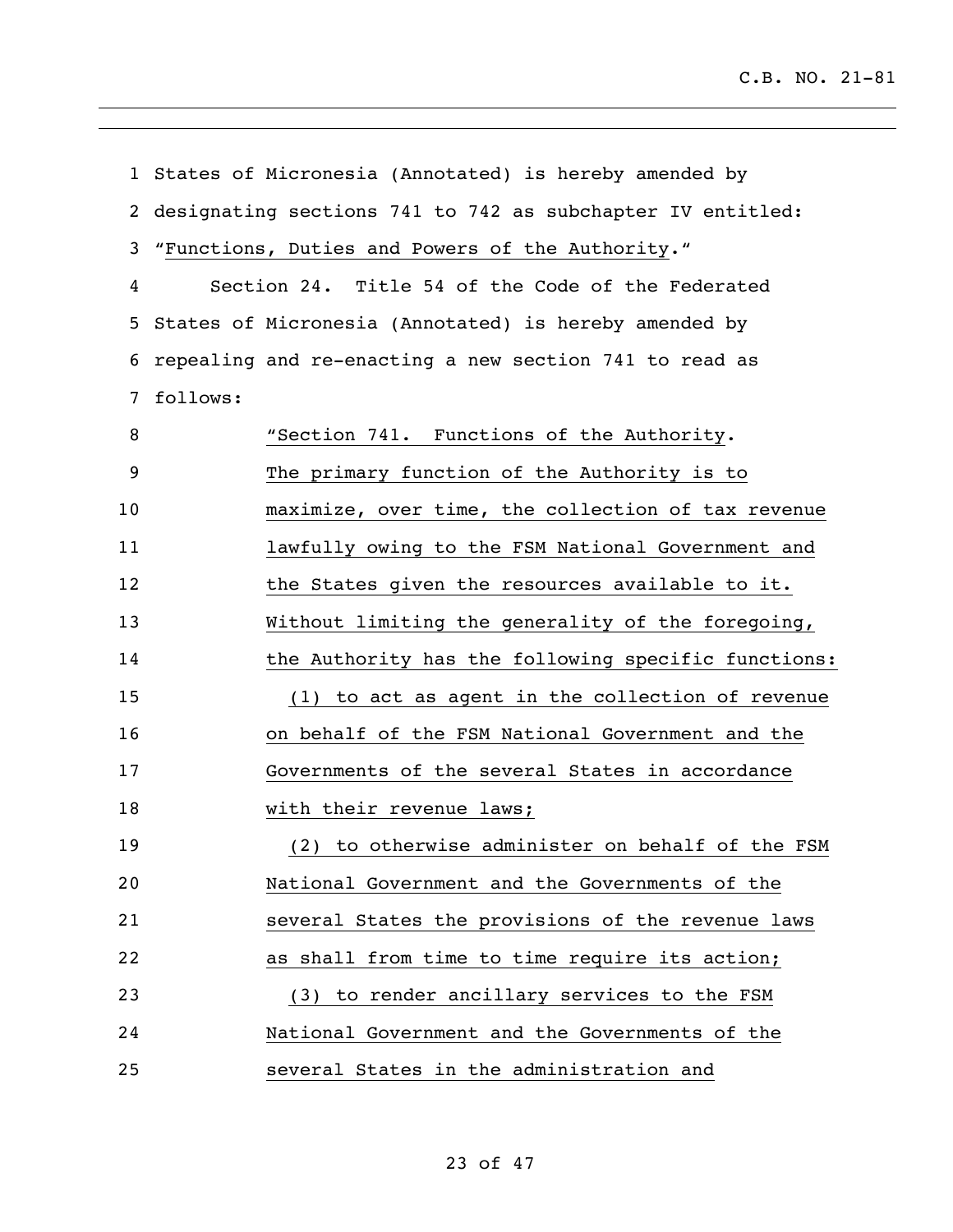States of Micronesia (Annotated) is hereby amended by designating sections 741 to 742 as subchapter IV entitled: "Functions, Duties and Powers of the Authority."

Section 24. Title 54 of the Code of the Federated States of Micronesia (Annotated) is hereby amended by repealing and re-enacting a new section 741 to read as follows:

"Section 741. Functions of the Authority. The primary function of the Authority is to maximize, over time, the collection of tax revenue lawfully owing to the FSM National Government and the States given the resources available to it. Without limiting the generality of the foregoing, the Authority has the following specific functions:

(1) to act as agent in the collection of revenue on behalf of the FSM National Government and the Governments of the several States in accordance with their revenue laws;

(2) to otherwise administer on behalf of the FSM National Government and the Governments of the several States the provisions of the revenue laws as shall from time to time require its action;

(3) to render ancillary services to the FSM National Government and the Governments of the several States in the administration and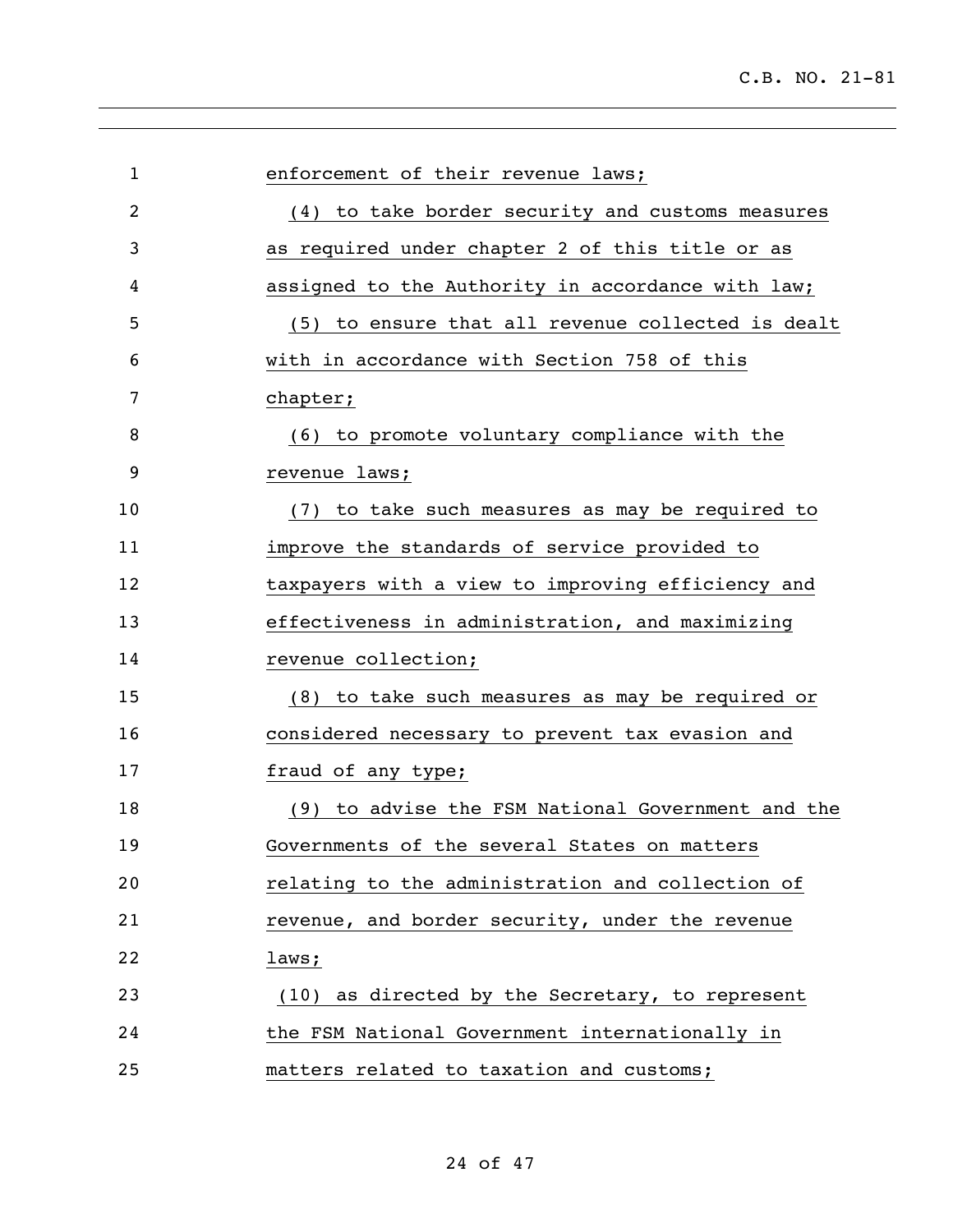enforcement of their revenue laws;

(4) to take border security and customs measures as required under chapter 2 of this title or as assigned to the Authority in accordance with law;

(5) to ensure that all revenue collected is dealt with in accordance with Section 758 of this chapter;

(6) to promote voluntary compliance with the revenue laws;

(7) to take such measures as may be required to improve the standards of service provided to taxpayers with a view to improving efficiency and effectiveness in administration, and maximizing revenue collection;

(8) to take such measures as may be required or considered necessary to prevent tax evasion and fraud of any type;

(9) to advise the FSM National Government and the Governments of the several States on matters relating to the administration and collection of revenue, and border security, under the revenue laws;

(10) as directed by the Secretary, to represent the FSM National Government internationally in matters related to taxation and customs;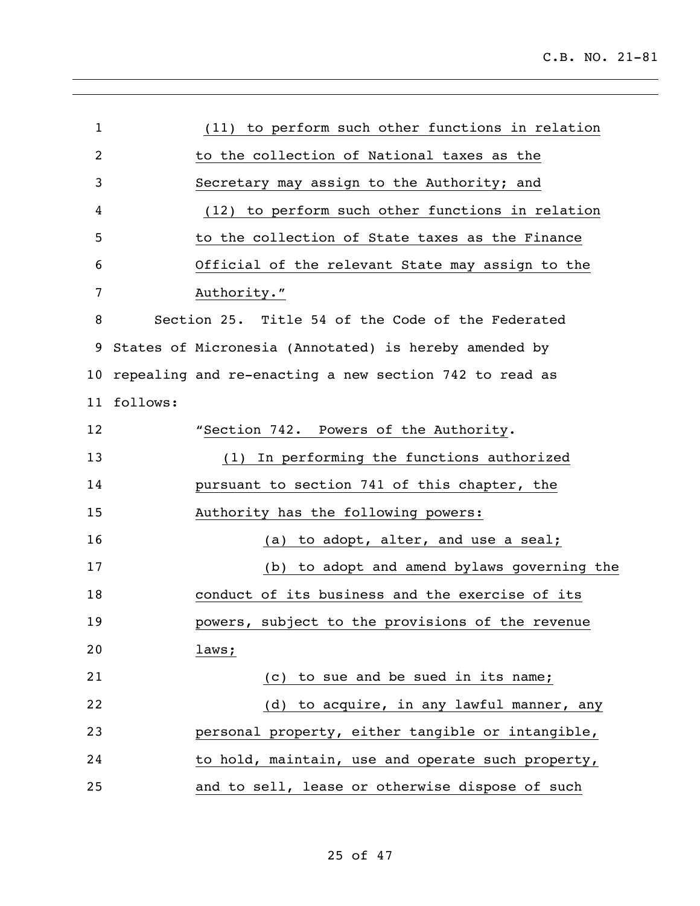(11) to perform such other functions in relation to the collection of National taxes as the Secretary may assign to the Authority; and

(12) to perform such other functions in relation to the collection of State taxes as the Finance Official of the relevant State may assign to the Authority."

Section 25. Title 54 of the Code of the Federated States of Micronesia (Annotated) is hereby amended by repealing and re-enacting a new section 742 to read as follows:

"Section 742. Powers of the Authority.

(1) In performing the functions authorized pursuant to section 741 of this chapter, the Authority has the following powers:

(a) to adopt, alter, and use a seal;

(b) to adopt and amend bylaws governing the conduct of its business and the exercise of its powers, subject to the provisions of the revenue laws;

(c) to sue and be sued in its name;

(d) to acquire, in any lawful manner, any personal property, either tangible or intangible, to hold, maintain, use and operate such property, and to sell, lease or otherwise dispose of such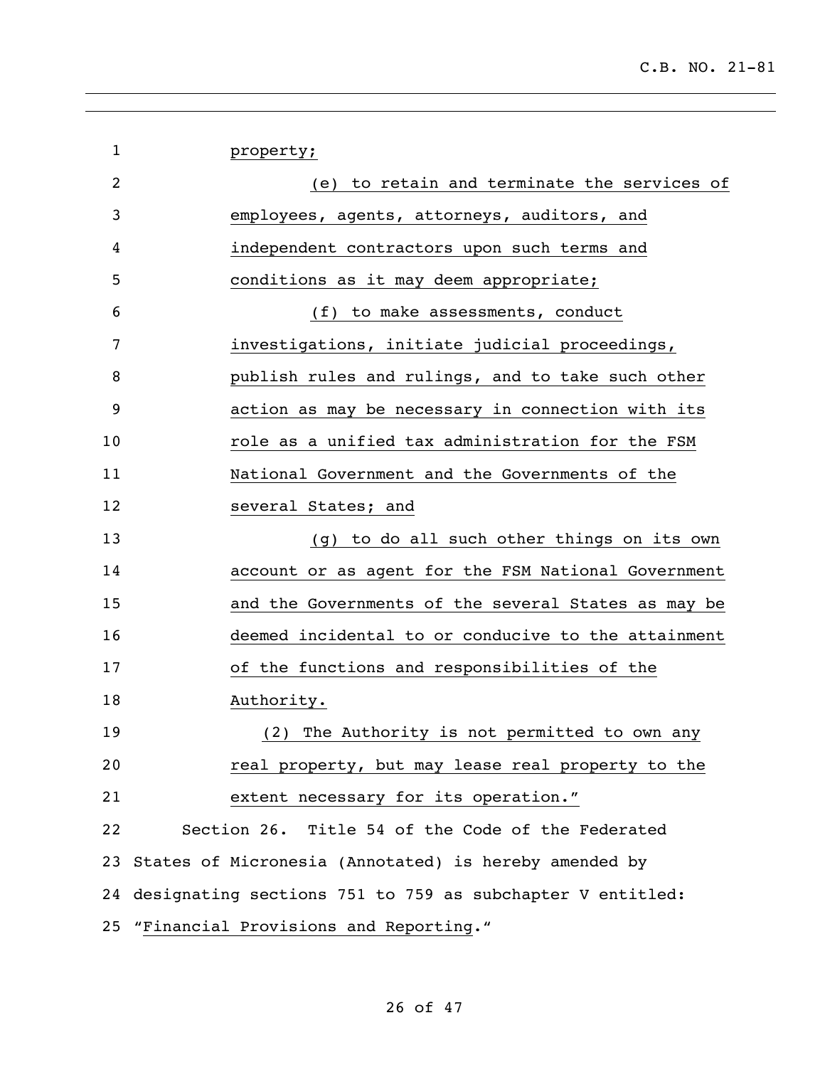property;

(e) to retain and terminate the services of employees, agents, attorneys, auditors, and independent contractors upon such terms and conditions as it may deem appropriate;

(f) to make assessments, conduct investigations, initiate judicial proceedings, publish rules and rulings, and to take such other action as may be necessary in connection with its role as a unified tax administration for the FSM National Government and the Governments of the several States; and

(g) to do all such other things on its own account or as agent for the FSM National Government and the Governments of the several States as may be deemed incidental to or conducive to the attainment of the functions and responsibilities of the Authority.

(2) The Authority is not permitted to own any real property, but may lease real property to the extent necessary for its operation."

Section 26. Title 54 of the Code of the Federated States of Micronesia (Annotated) is hereby amended by designating sections 751 to 759 as subchapter V entitled: "Financial Provisions and Reporting."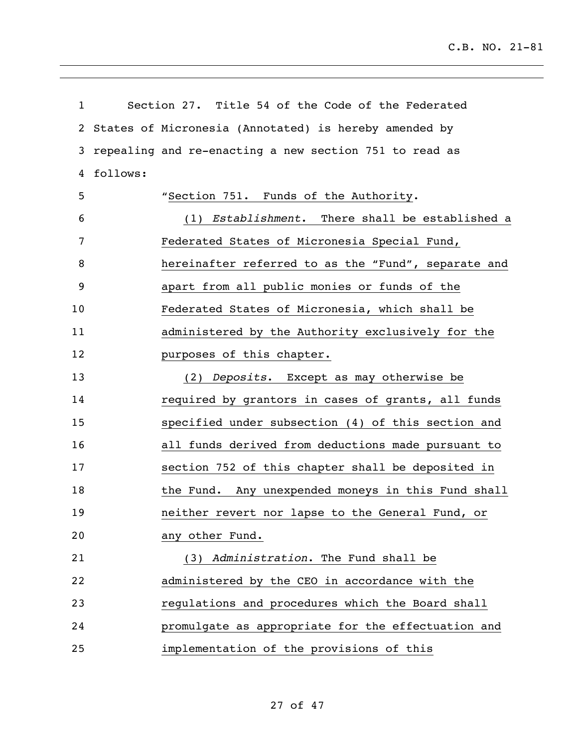Section 27. Title 54 of the Code of the Federated States of Micronesia (Annotated) is hereby amended by repealing and re-enacting a new section 751 to read as follows:

"Section 751. Funds of the Authority.

(1) *Establishment*. There shall be established a Federated States of Micronesia Special Fund, hereinafter referred to as the "Fund", separate and apart from all public monies or funds of the Federated States of Micronesia, which shall be administered by the Authority exclusively for the purposes of this chapter.

(2) *Deposits*. Except as may otherwise be required by grantors in cases of grants, all funds specified under subsection (4) of this section and all funds derived from deductions made pursuant to section 752 of this chapter shall be deposited in the Fund. Any unexpended moneys in this Fund shall neither revert nor lapse to the General Fund, or any other Fund.

(3) *Administration*. The Fund shall be administered by the CEO in accordance with the regulations and procedures which the Board shall promulgate as appropriate for the effectuation and implementation of the provisions of this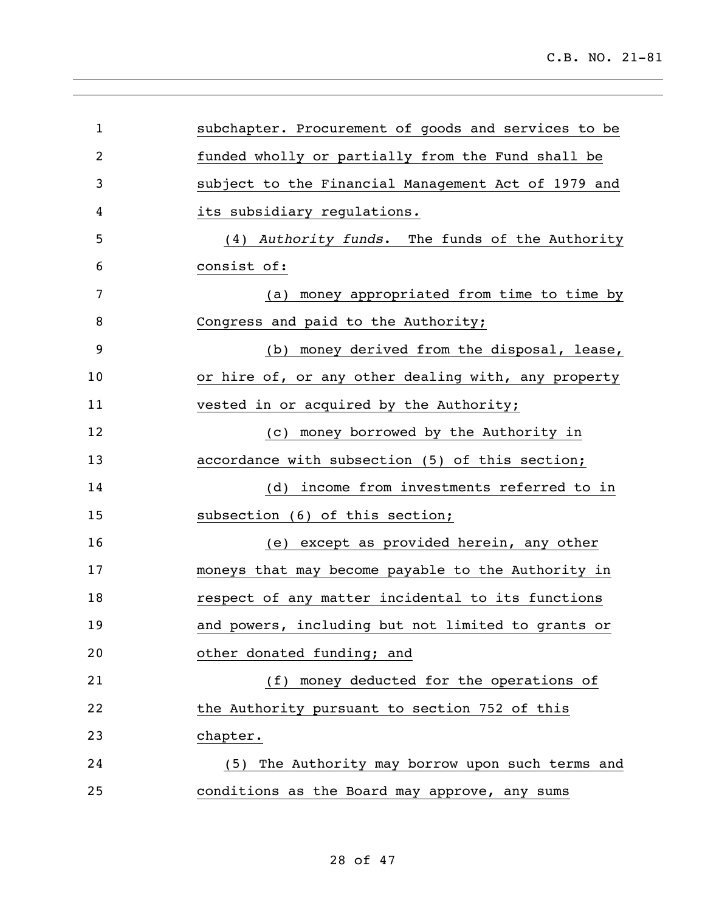subchapter. Procurement of goods and services to be funded wholly or partially from the Fund shall be subject to the Financial Management Act of 1979 and its subsidiary regulations.

(4) *Authority funds*. The funds of the Authority consist of:

(a) money appropriated from time to time by Congress and paid to the Authority;

(b) money derived from the disposal, lease, or hire of, or any other dealing with, any property vested in or acquired by the Authority;

(c) money borrowed by the Authority in accordance with subsection (5) of this section;

(d) income from investments referred to in subsection (6) of this section;

(e) except as provided herein, any other moneys that may become payable to the Authority in respect of any matter incidental to its functions and powers, including but not limited to grants or other donated funding; and

(f) money deducted for the operations of the Authority pursuant to section 752 of this chapter.

(5) The Authority may borrow upon such terms and conditions as the Board may approve, any sums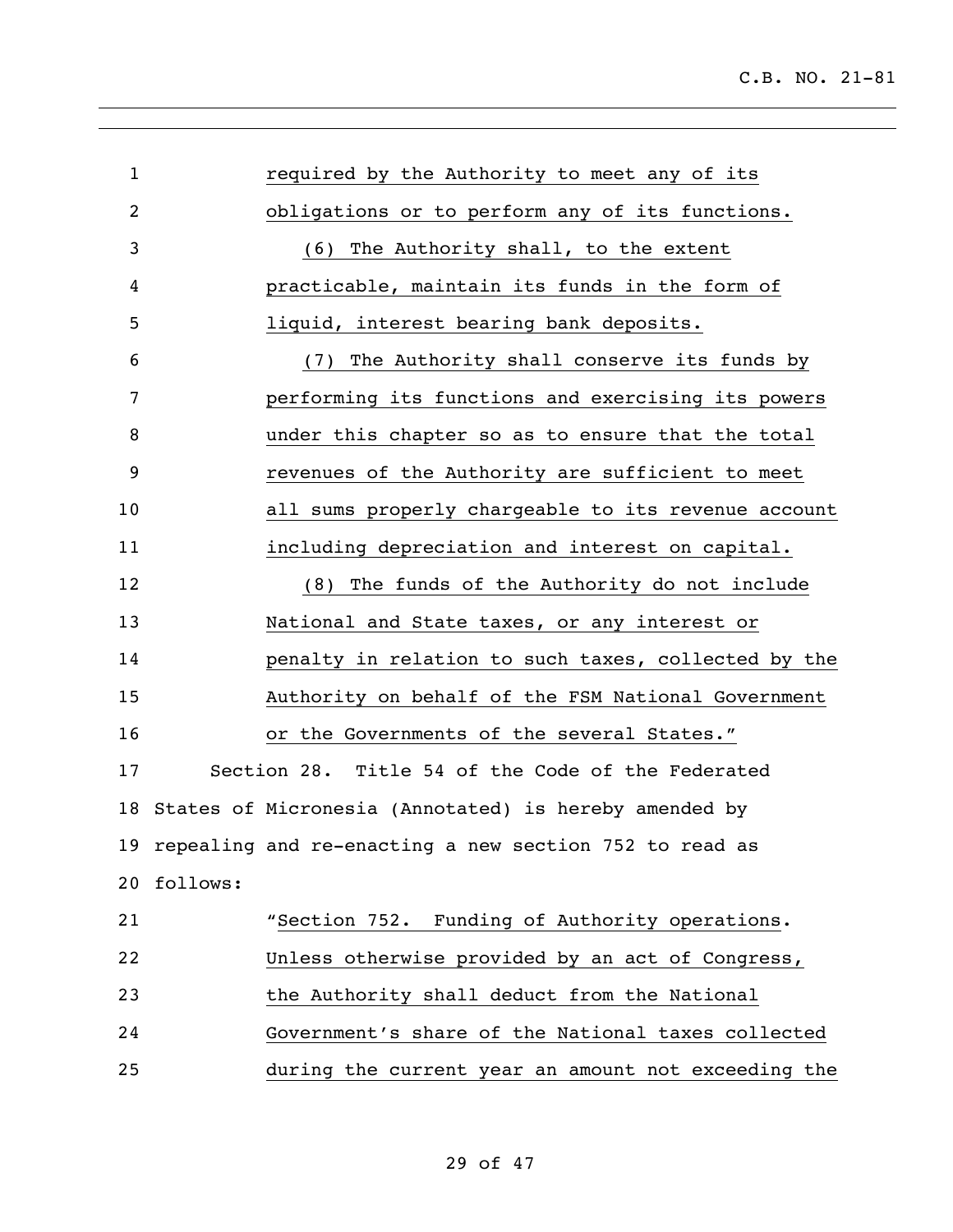required by the Authority to meet any of its obligations or to perform any of its functions.

(6) The Authority shall, to the extent practicable, maintain its funds in the form of liquid, interest bearing bank deposits.

(7) The Authority shall conserve its funds by performing its functions and exercising its powers under this chapter so as to ensure that the total revenues of the Authority are sufficient to meet all sums properly chargeable to its revenue account including depreciation and interest on capital.

(8) The funds of the Authority do not include National and State taxes, or any interest or penalty in relation to such taxes, collected by the Authority on behalf of the FSM National Government or the Governments of the several States."

Section 28. Title 54 of the Code of the Federated States of Micronesia (Annotated) is hereby amended by repealing and re-enacting a new section 752 to read as follows:

"Section 752. Funding of Authority operations. Unless otherwise provided by an act of Congress, the Authority shall deduct from the National Government's share of the National taxes collected during the current year an amount not exceeding the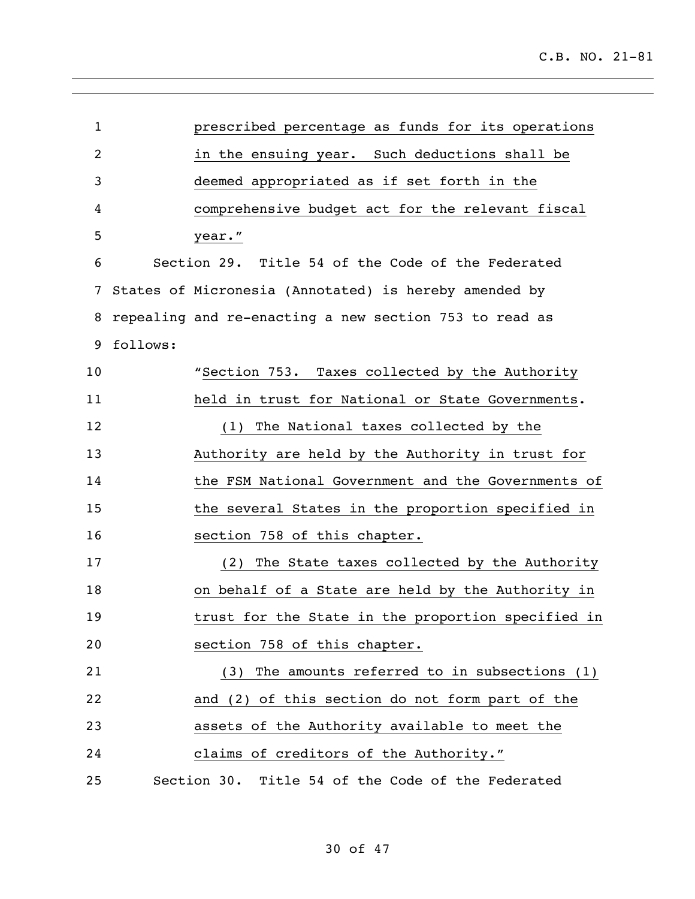prescribed percentage as funds for its operations in the ensuing year. Such deductions shall be deemed appropriated as if set forth in the comprehensive budget act for the relevant fiscal year."

Section 29. Title 54 of the Code of the Federated States of Micronesia (Annotated) is hereby amended by repealing and re-enacting a new section 753 to read as follows:

"Section 753. Taxes collected by the Authority held in trust for National or State Governments.

(1) The National taxes collected by the Authority are held by the Authority in trust for the FSM National Government and the Governments of the several States in the proportion specified in section 758 of this chapter.

(2) The State taxes collected by the Authority on behalf of a State are held by the Authority in trust for the State in the proportion specified in section 758 of this chapter.

(3) The amounts referred to in subsections (1) and (2) of this section do not form part of the assets of the Authority available to meet the claims of creditors of the Authority."

Section 30. Title 54 of the Code of the Federated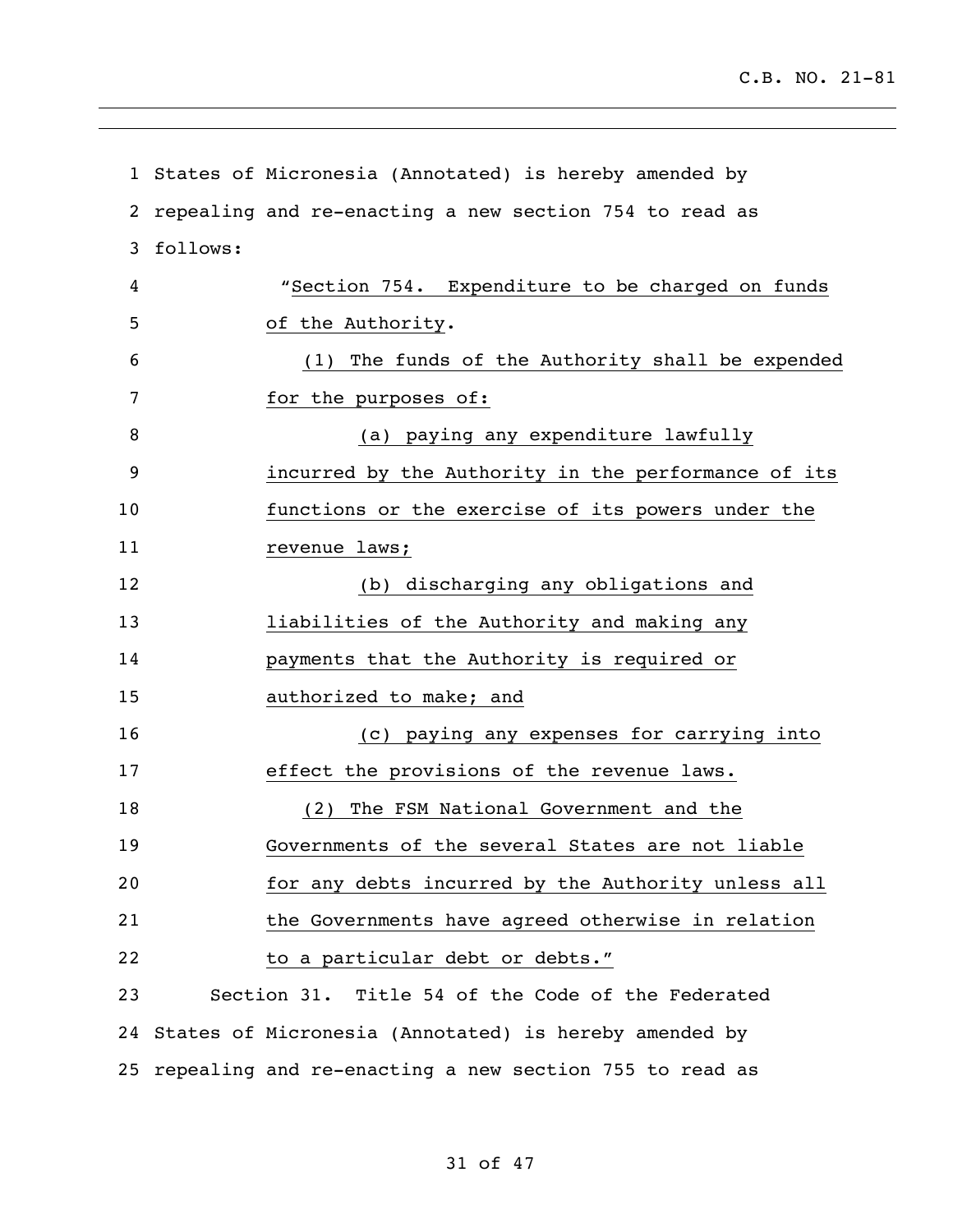States of Micronesia (Annotated) is hereby amended by repealing and re-enacting a new section 754 to read as follows:

"Section 754. Expenditure to be charged on funds of the Authority.

(1) The funds of the Authority shall be expended for the purposes of:

(a) paying any expenditure lawfully incurred by the Authority in the performance of its functions or the exercise of its powers under the revenue laws;

(b) discharging any obligations and liabilities of the Authority and making any payments that the Authority is required or authorized to make; and

(c) paying any expenses for carrying into effect the provisions of the revenue laws.

(2) The FSM National Government and the Governments of the several States are not liable for any debts incurred by the Authority unless all the Governments have agreed otherwise in relation to a particular debt or debts."

Section 31. Title 54 of the Code of the Federated States of Micronesia (Annotated) is hereby amended by repealing and re-enacting a new section 755 to read as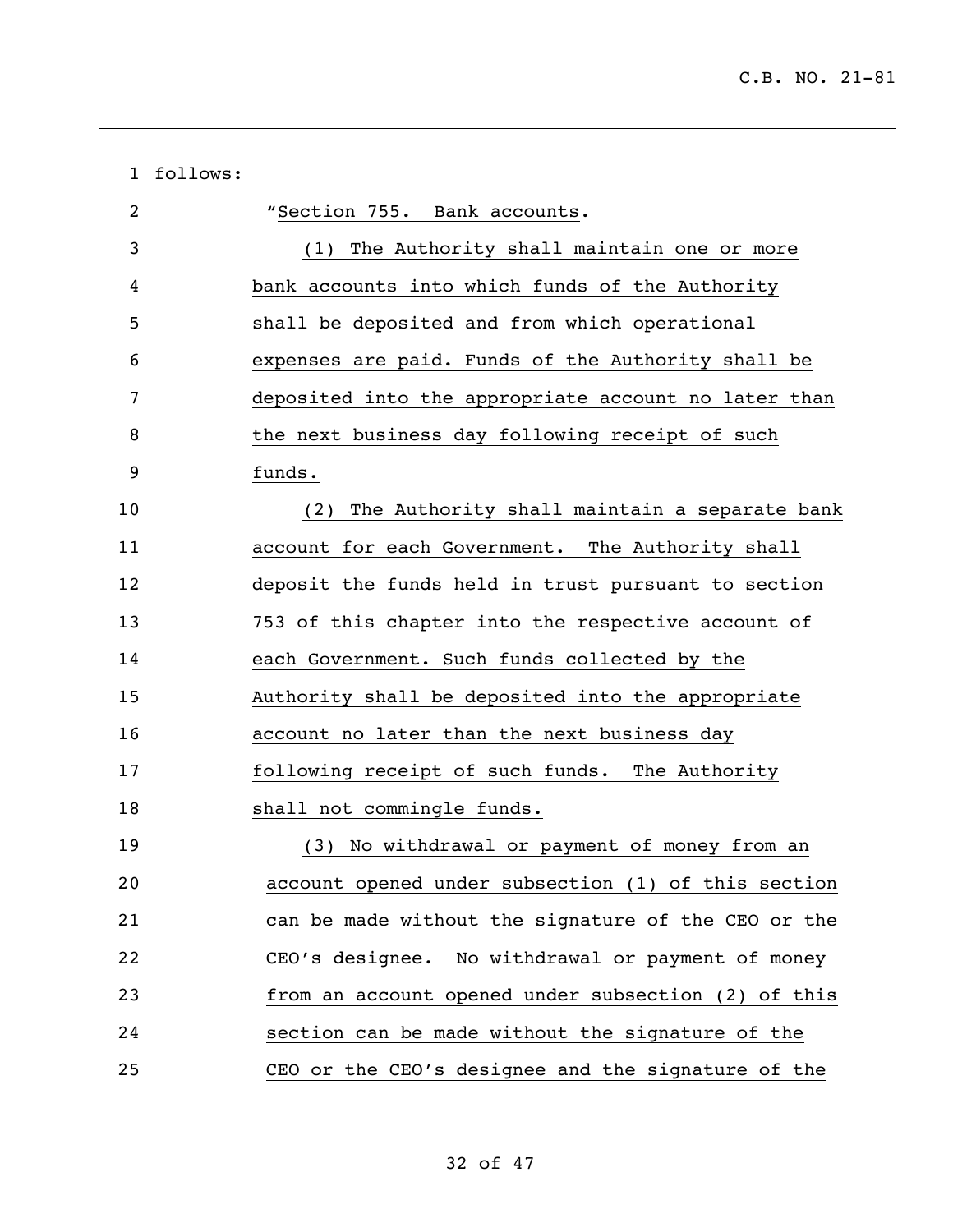follows:

"Section 755. Bank accounts.

(1) The Authority shall maintain one or more bank accounts into which funds of the Authority shall be deposited and from which operational expenses are paid. Funds of the Authority shall be deposited into the appropriate account no later than the next business day following receipt of such funds.

(2) The Authority shall maintain a separate bank account for each Government. The Authority shall deposit the funds held in trust pursuant to section 753 of this chapter into the respective account of each Government. Such funds collected by the Authority shall be deposited into the appropriate account no later than the next business day following receipt of such funds. The Authority shall not commingle funds.

(3) No withdrawal or payment of money from an account opened under subsection (1) of this section can be made without the signature of the CEO or the CEO's designee. No withdrawal or payment of money from an account opened under subsection (2) of this section can be made without the signature of the CEO or the CEO's designee and the signature of the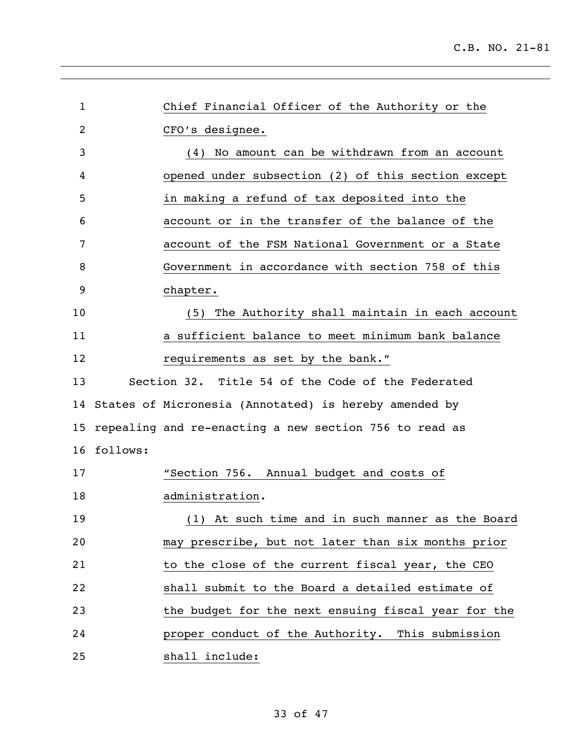Chief Financial Officer of the Authority or the CFO's designee.

(4) No amount can be withdrawn from an account opened under subsection (2) of this section except in making a refund of tax deposited into the account or in the transfer of the balance of the account of the FSM National Government or a State Government in accordance with section 758 of this chapter.

(5) The Authority shall maintain in each account a sufficient balance to meet minimum bank balance requirements as set by the bank."

Section 32. Title 54 of the Code of the Federated States of Micronesia (Annotated) is hereby amended by repealing and re-enacting a new section 756 to read as follows:

"Section 756. Annual budget and costs of administration.

(1) At such time and in such manner as the Board may prescribe, but not later than six months prior to the close of the current fiscal year, the CEO shall submit to the Board a detailed estimate of the budget for the next ensuing fiscal year for the proper conduct of the Authority. This submission shall include: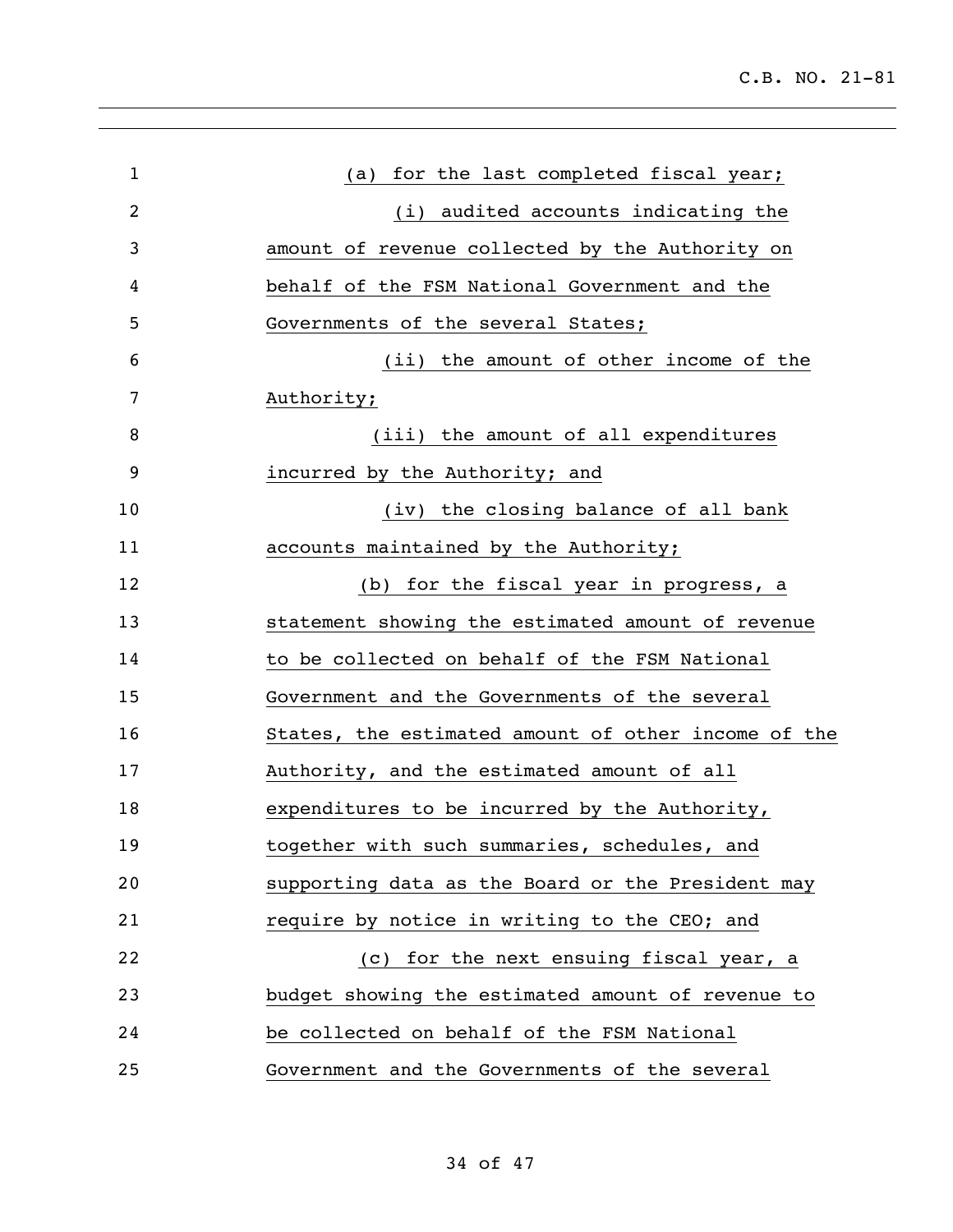(a) for the last completed fiscal year;

(i) audited accounts indicating the amount of revenue collected by the Authority on behalf of the FSM National Government and the Governments of the several States;

(ii) the amount of other income of the Authority;

(iii) the amount of all expenditures incurred by the Authority; and

(iv) the closing balance of all bank accounts maintained by the Authority;

(b) for the fiscal year in progress, a statement showing the estimated amount of revenue to be collected on behalf of the FSM National Government and the Governments of the several States, the estimated amount of other income of the Authority, and the estimated amount of all expenditures to be incurred by the Authority, together with such summaries, schedules, and supporting data as the Board or the President may require by notice in writing to the CEO; and

(c) for the next ensuing fiscal year, a budget showing the estimated amount of revenue to be collected on behalf of the FSM National Government and the Governments of the several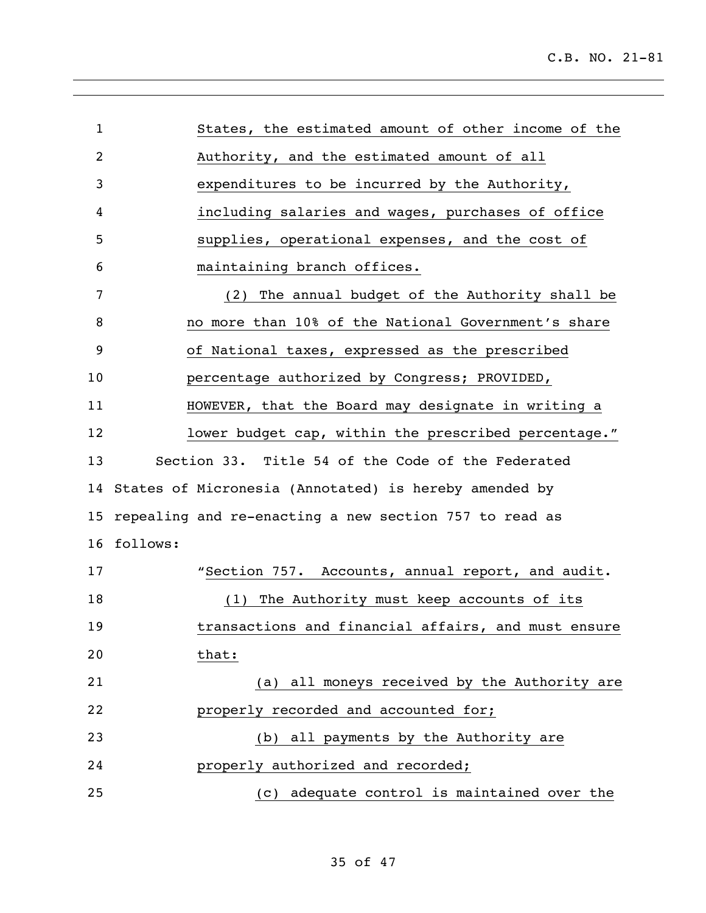States, the estimated amount of other income of the Authority, and the estimated amount of all expenditures to be incurred by the Authority, including salaries and wages, purchases of office supplies, operational expenses, and the cost of maintaining branch offices.

(2) The annual budget of the Authority shall be no more than 10% of the National Government's share of National taxes, expressed as the prescribed percentage authorized by Congress; PROVIDED, HOWEVER, that the Board may designate in writing a lower budget cap, within the prescribed percentage."

Section 33. Title 54 of the Code of the Federated States of Micronesia (Annotated) is hereby amended by repealing and re-enacting a new section 757 to read as follows:

"Section 757. Accounts, annual report, and audit.

(1) The Authority must keep accounts of its transactions and financial affairs, and must ensure that:

(a) all moneys received by the Authority are properly recorded and accounted for;

(b) all payments by the Authority are properly authorized and recorded;

(c) adequate control is maintained over the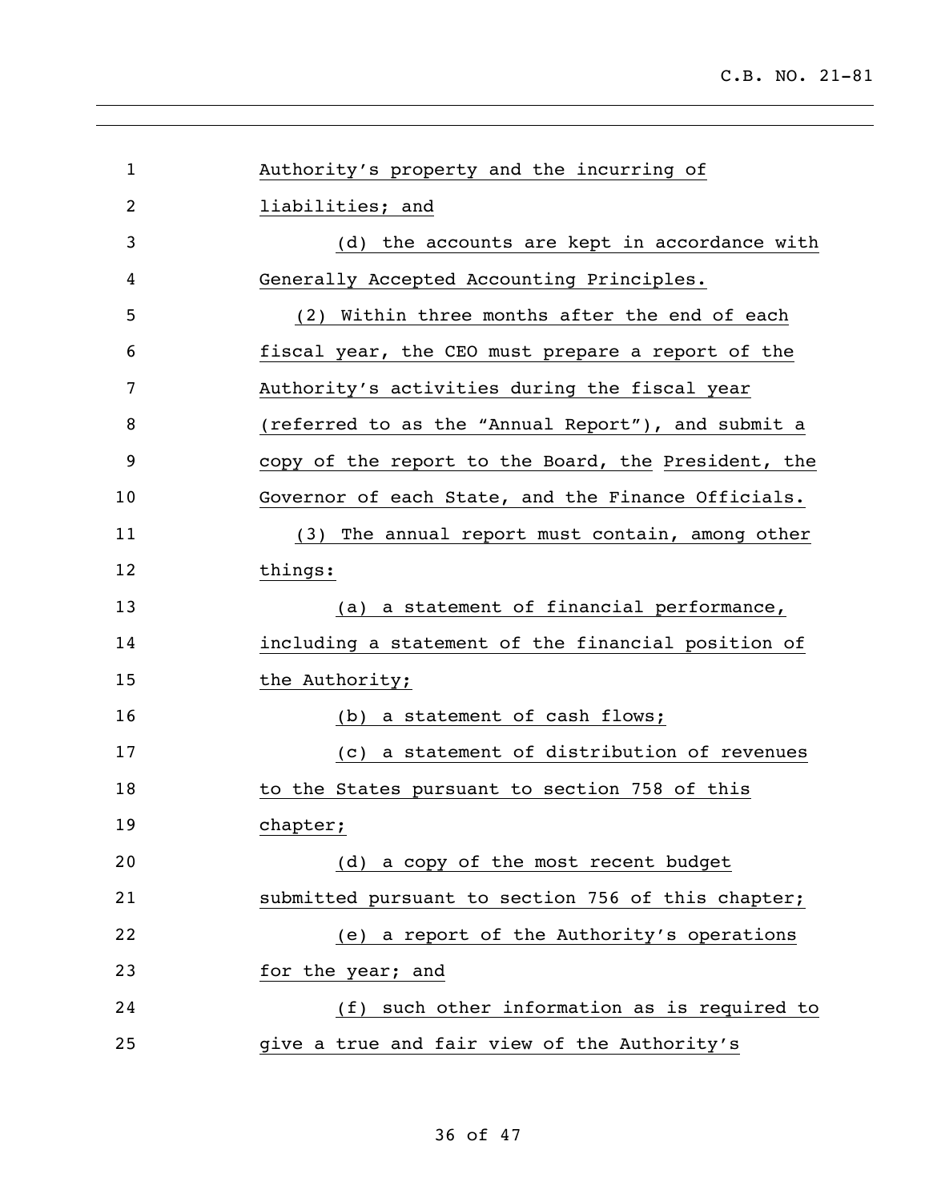Authority's property and the incurring of liabilities; and

(d) the accounts are kept in accordance with Generally Accepted Accounting Principles.

(2) Within three months after the end of each fiscal year, the CEO must prepare a report of the Authority's activities during the fiscal year (referred to as the "Annual Report"), and submit a copy of the report to the Board, the President, the Governor of each State, and the Finance Officials.

(3) The annual report must contain, among other things:

(a) a statement of financial performance, including a statement of the financial position of the Authority;

(b) a statement of cash flows;

(c) a statement of distribution of revenues to the States pursuant to section 758 of this chapter;

(d) a copy of the most recent budget submitted pursuant to section 756 of this chapter;

(e) a report of the Authority's operations for the year; and

(f) such other information as is required to give a true and fair view of the Authority's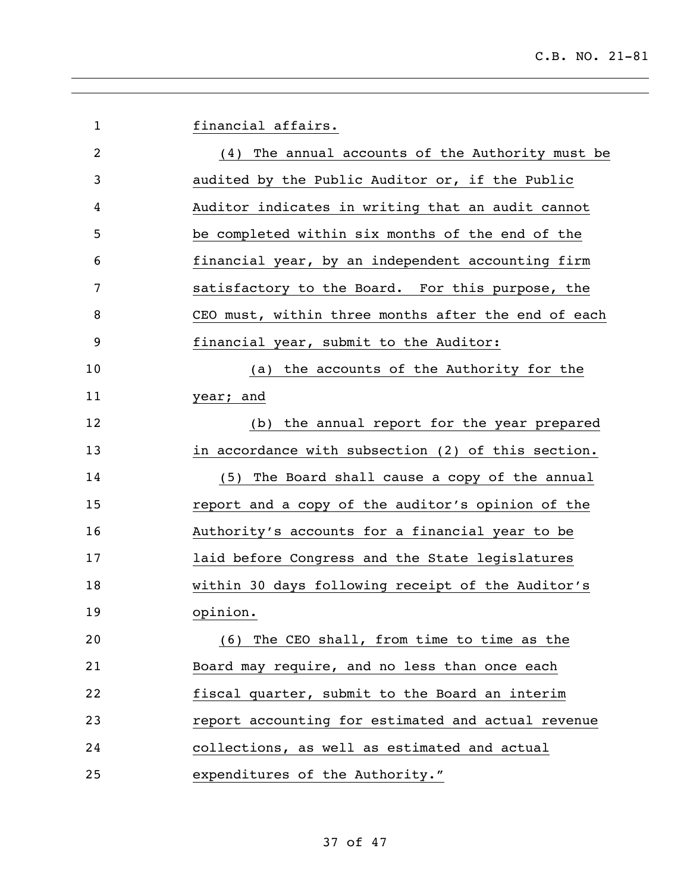financial affairs.

(4) The annual accounts of the Authority must be audited by the Public Auditor or, if the Public Auditor indicates in writing that an audit cannot be completed within six months of the end of the financial year, by an independent accounting firm satisfactory to the Board. For this purpose, the CEO must, within three months after the end of each financial year, submit to the Auditor:

(a) the accounts of the Authority for the year; and

(b) the annual report for the year prepared in accordance with subsection (2) of this section.

(5) The Board shall cause a copy of the annual report and a copy of the auditor's opinion of the Authority's accounts for a financial year to be laid before Congress and the State legislatures within 30 days following receipt of the Auditor's opinion.

(6) The CEO shall, from time to time as the Board may require, and no less than once each fiscal quarter, submit to the Board an interim report accounting for estimated and actual revenue collections, as well as estimated and actual expenditures of the Authority."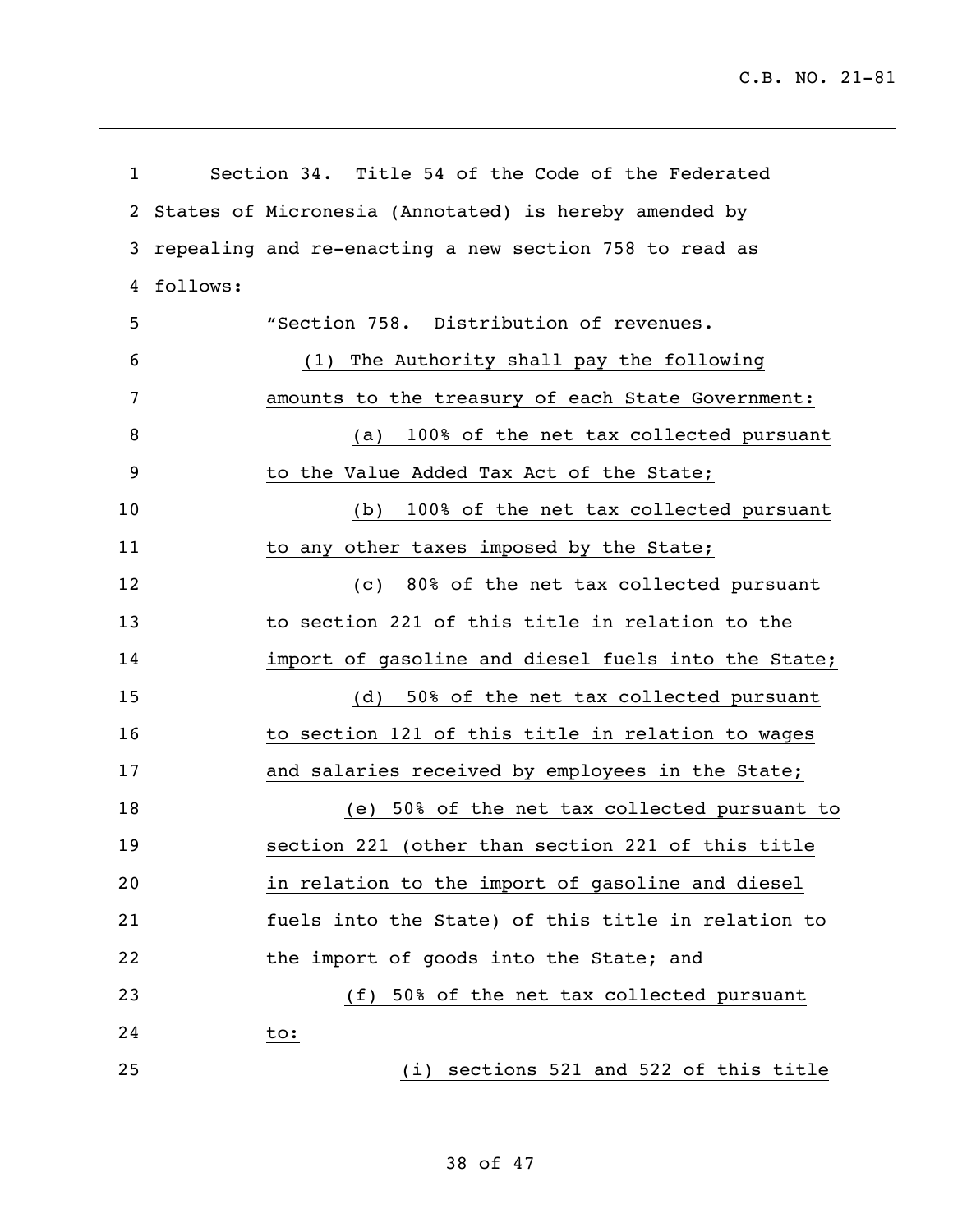Section 34. Title 54 of the Code of the Federated States of Micronesia (Annotated) is hereby amended by repealing and re-enacting a new section 758 to read as follows:

"Section 758. Distribution of revenues.

(1) The Authority shall pay the following amounts to the treasury of each State Government:

(a) 100% of the net tax collected pursuant to the Value Added Tax Act of the State;

(b) 100% of the net tax collected pursuant to any other taxes imposed by the State;

(c) 80% of the net tax collected pursuant to section 221 of this title in relation to the import of gasoline and diesel fuels into the State;

(d) 50% of the net tax collected pursuant to section 121 of this title in relation to wages and salaries received by employees in the State;

(e) 50% of the net tax collected pursuant to section 221 (other than section 221 of this title in relation to the import of gasoline and diesel fuels into the State) of this title in relation to the import of goods into the State; and

(f) 50% of the net tax collected pursuant to:

(i) sections 521 and 522 of this title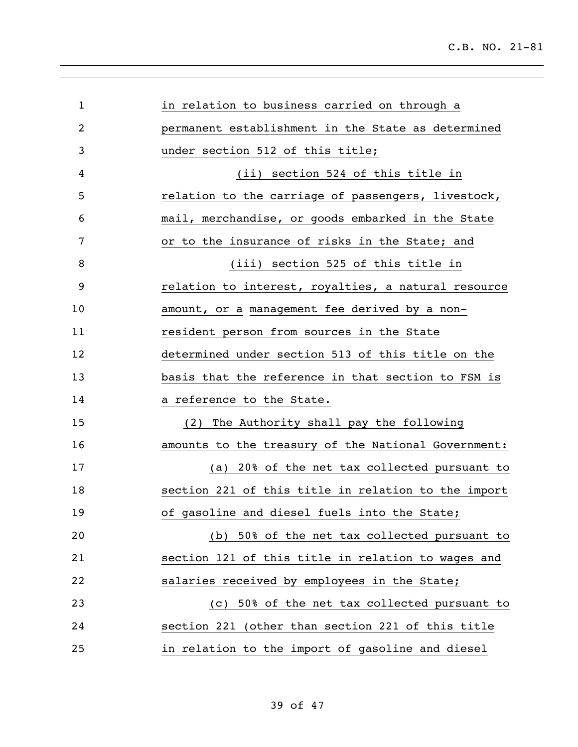in relation to business carried on through a permanent establishment in the State as determined under section 512 of this title;

(ii) section 524 of this title in relation to the carriage of passengers, livestock, mail, merchandise, or goods embarked in the State or to the insurance of risks in the State; and

(iii) section 525 of this title in relation to interest, royalties, a natural resource amount, or a management fee derived by a non-resident person from sources in the State determined under section 513 of this title on the basis that the reference in that section to FSM is a reference to the State.

(2) The Authority shall pay the following amounts to the treasury of the National Government:

(a) 20% of the net tax collected pursuant to section 221 of this title in relation to the import of gasoline and diesel fuels into the State;

(b) 50% of the net tax collected pursuant to section 121 of this title in relation to wages and salaries received by employees in the State;

(c) 50% of the net tax collected pursuant to section 221 (other than section 221 of this title in relation to the import of gasoline and diesel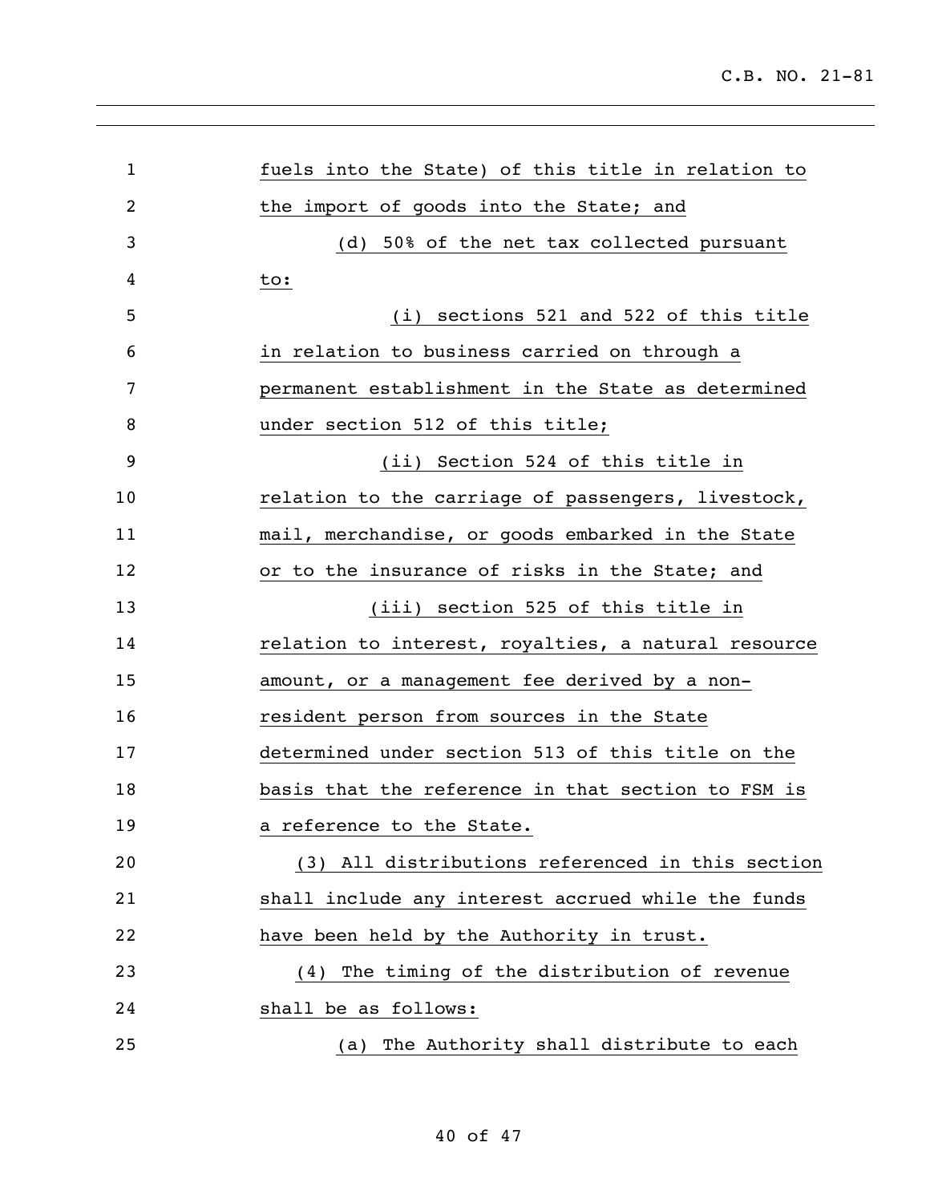fuels into the State) of this title in relation to the import of goods into the State; and

(d) 50% of the net tax collected pursuant to:

(i) sections 521 and 522 of this title in relation to business carried on through a permanent establishment in the State as determined under section 512 of this title;

(ii) Section 524 of this title in relation to the carriage of passengers, livestock, mail, merchandise, or goods embarked in the State or to the insurance of risks in the State; and

(iii) section 525 of this title in relation to interest, royalties, a natural resource amount, or a management fee derived by a non-resident person from sources in the State determined under section 513 of this title on the basis that the reference in that section to FSM is a reference to the State.

(3) All distributions referenced in this section shall include any interest accrued while the funds have been held by the Authority in trust.

(4) The timing of the distribution of revenue shall be as follows:

(a) The Authority shall distribute to each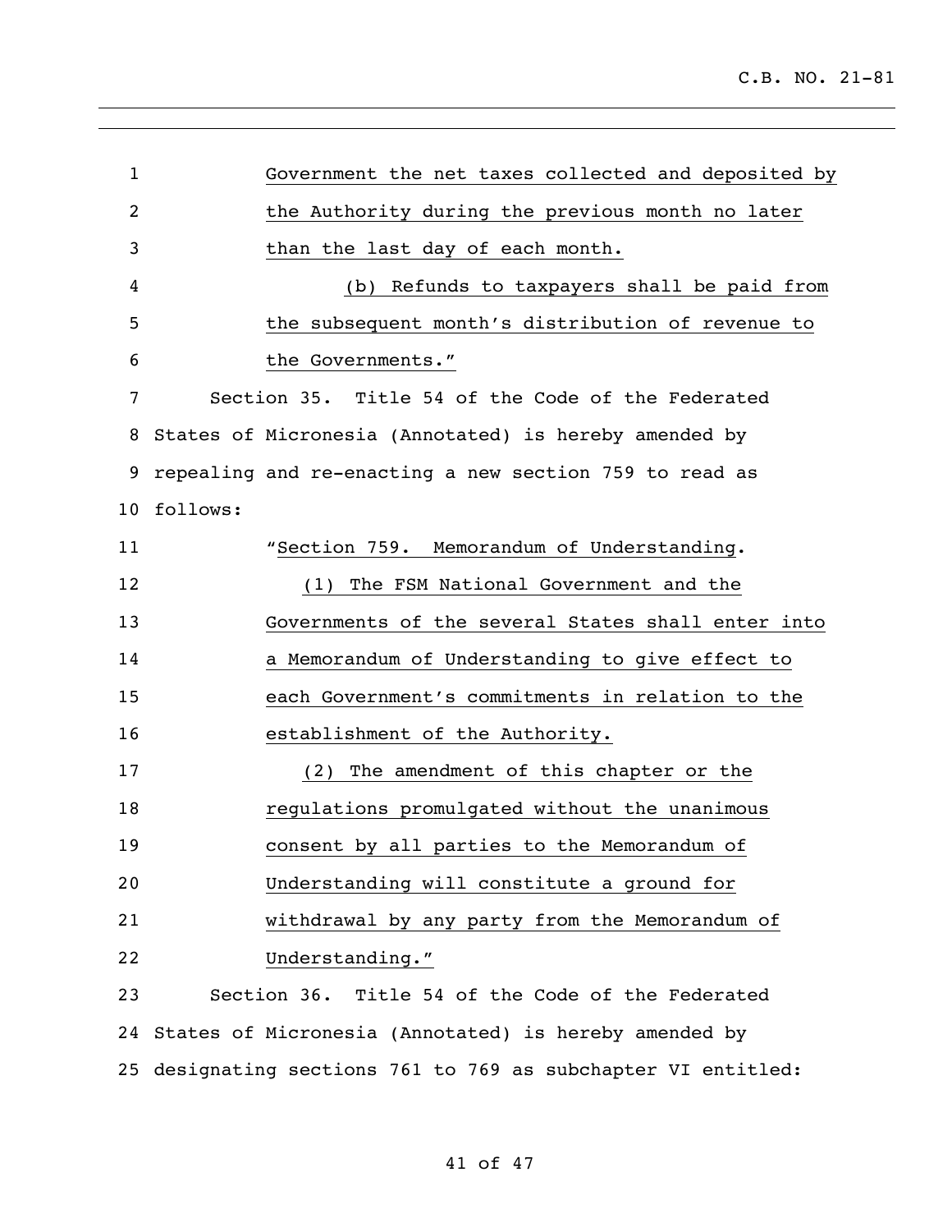Government the net taxes collected and deposited by the Authority during the previous month no later than the last day of each month.

(b) Refunds to taxpayers shall be paid from the subsequent month's distribution of revenue to the Governments."

Section 35. Title 54 of the Code of the Federated States of Micronesia (Annotated) is hereby amended by repealing and re-enacting a new section 759 to read as follows:

"Section 759. Memorandum of Understanding.

(1) The FSM National Government and the Governments of the several States shall enter into a Memorandum of Understanding to give effect to each Government's commitments in relation to the establishment of the Authority.

(2) The amendment of this chapter or the regulations promulgated without the unanimous consent by all parties to the Memorandum of Understanding will constitute a ground for withdrawal by any party from the Memorandum of Understanding."

Section 36. Title 54 of the Code of the Federated States of Micronesia (Annotated) is hereby amended by designating sections 761 to 769 as subchapter VI entitled: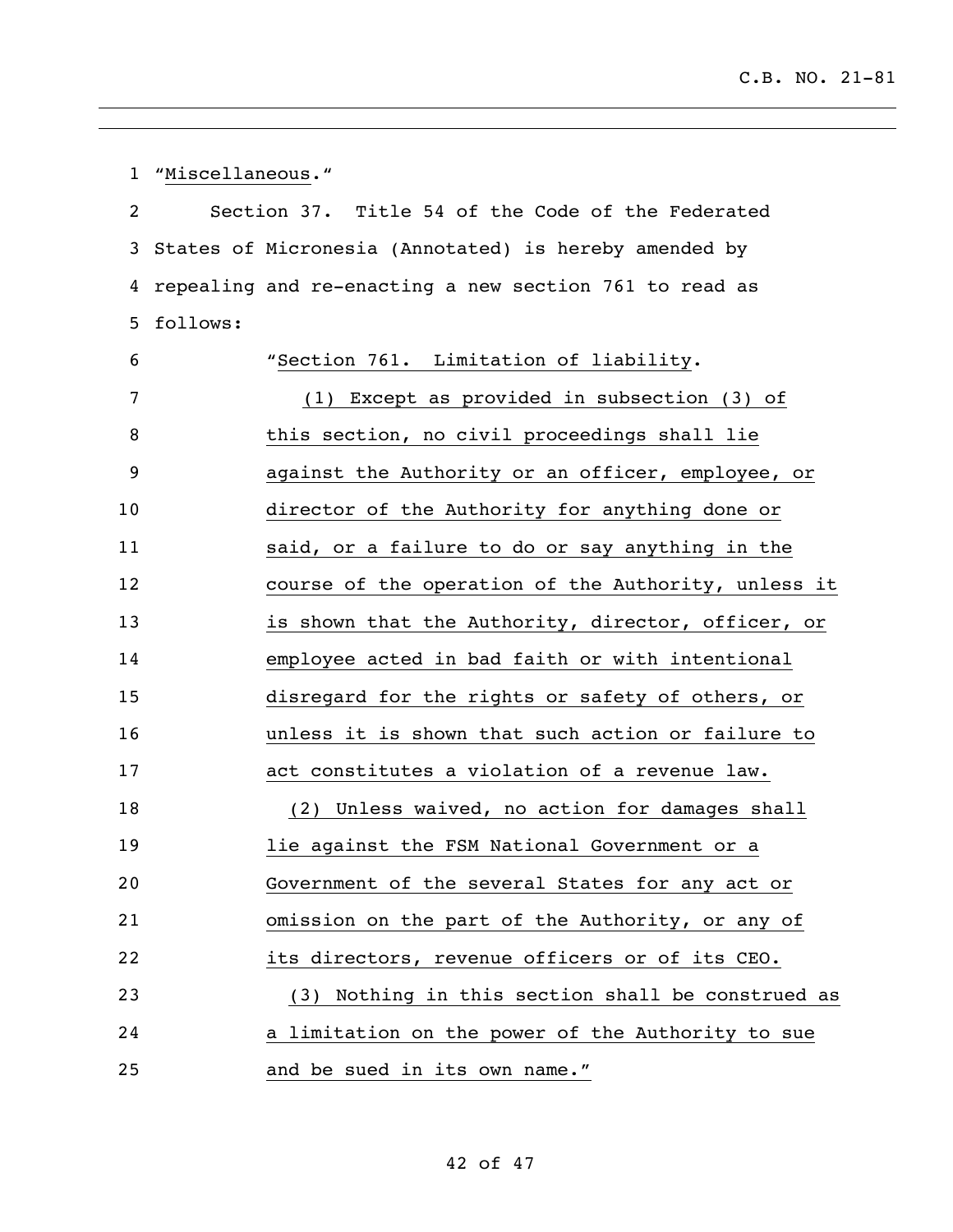"Miscellaneous."

Section 37. Title 54 of the Code of the Federated States of Micronesia (Annotated) is hereby amended by repealing and re-enacting a new section 761 to read as follows:

"Section 761. Limitation of liability.

(1) Except as provided in subsection (3) of this section, no civil proceedings shall lie against the Authority or an officer, employee, or director of the Authority for anything done or said, or a failure to do or say anything in the course of the operation of the Authority, unless it is shown that the Authority, director, officer, or employee acted in bad faith or with intentional disregard for the rights or safety of others, or unless it is shown that such action or failure to act constitutes a violation of a revenue law.

(2) Unless waived, no action for damages shall lie against the FSM National Government or a Government of the several States for any act or omission on the part of the Authority, or any of its directors, revenue officers or of its CEO.

(3) Nothing in this section shall be construed as a limitation on the power of the Authority to sue and be sued in its own name."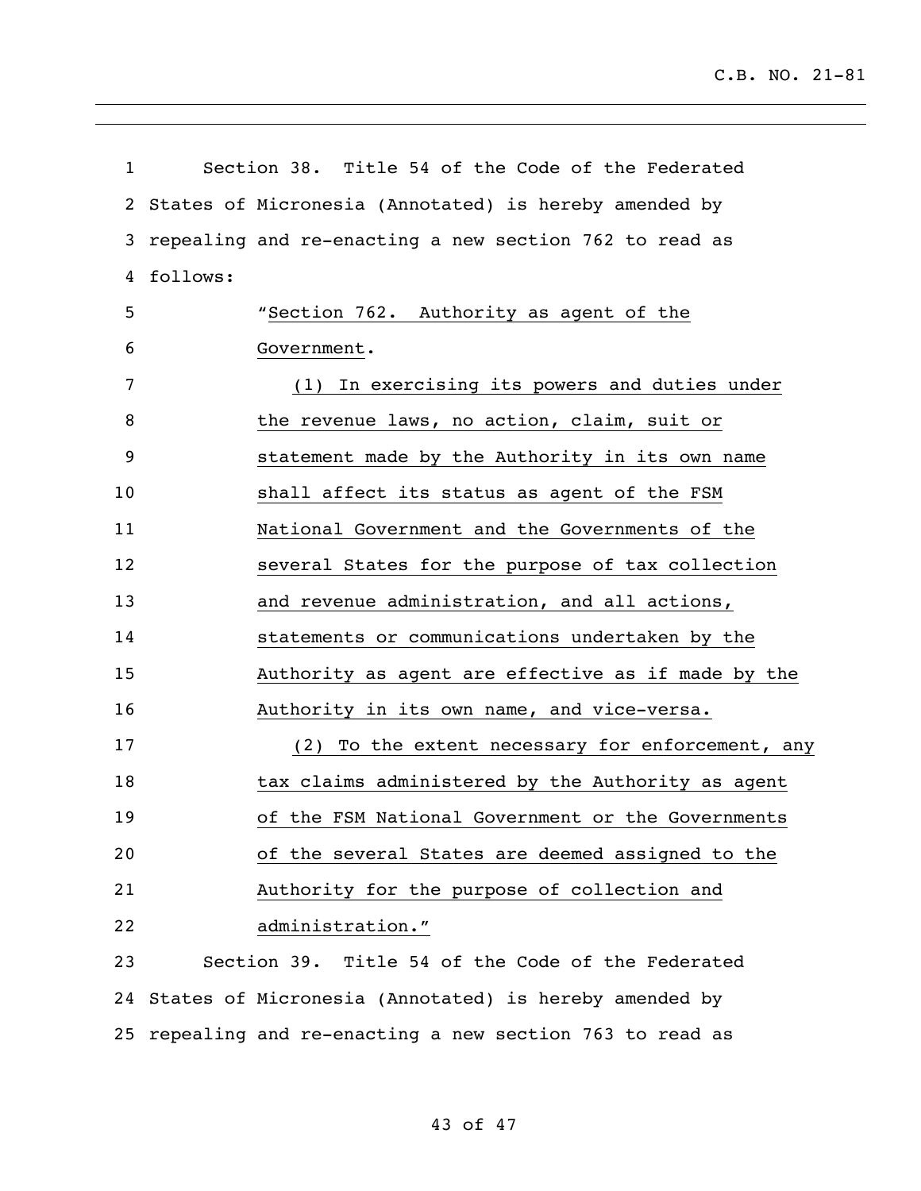Section 38. Title 54 of the Code of the Federated States of Micronesia (Annotated) is hereby amended by repealing and re-enacting a new section 762 to read as follows:

"Section 762. Authority as agent of the Government.

(1) In exercising its powers and duties under the revenue laws, no action, claim, suit or statement made by the Authority in its own name shall affect its status as agent of the FSM National Government and the Governments of the several States for the purpose of tax collection and revenue administration, and all actions, statements or communications undertaken by the Authority as agent are effective as if made by the Authority in its own name, and vice-versa.

(2) To the extent necessary for enforcement, any tax claims administered by the Authority as agent of the FSM National Government or the Governments of the several States are deemed assigned to the Authority for the purpose of collection and administration."

Section 39. Title 54 of the Code of the Federated States of Micronesia (Annotated) is hereby amended by repealing and re-enacting a new section 763 to read as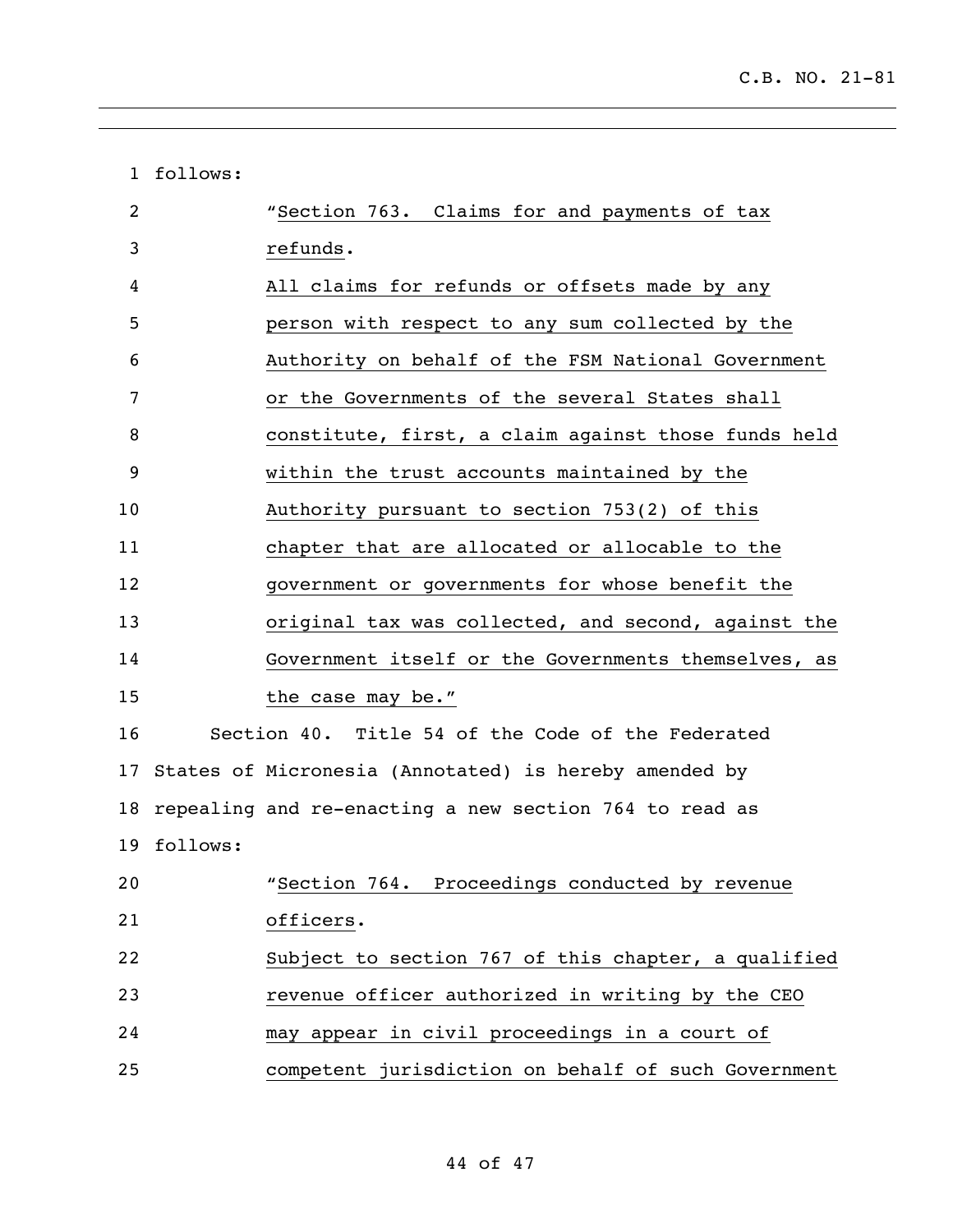follows:

"Section 763. Claims for and payments of tax refunds.

All claims for refunds or offsets made by any person with respect to any sum collected by the Authority on behalf of the FSM National Government or the Governments of the several States shall constitute, first, a claim against those funds held within the trust accounts maintained by the Authority pursuant to section 753(2) of this chapter that are allocated or allocable to the government or governments for whose benefit the original tax was collected, and second, against the Government itself or the Governments themselves, as the case may be."

Section 40. Title 54 of the Code of the Federated States of Micronesia (Annotated) is hereby amended by repealing and re-enacting a new section 764 to read as follows:

"Section 764. Proceedings conducted by revenue officers.

Subject to section 767 of this chapter, a qualified revenue officer authorized in writing by the CEO may appear in civil proceedings in a court of competent jurisdiction on behalf of such Government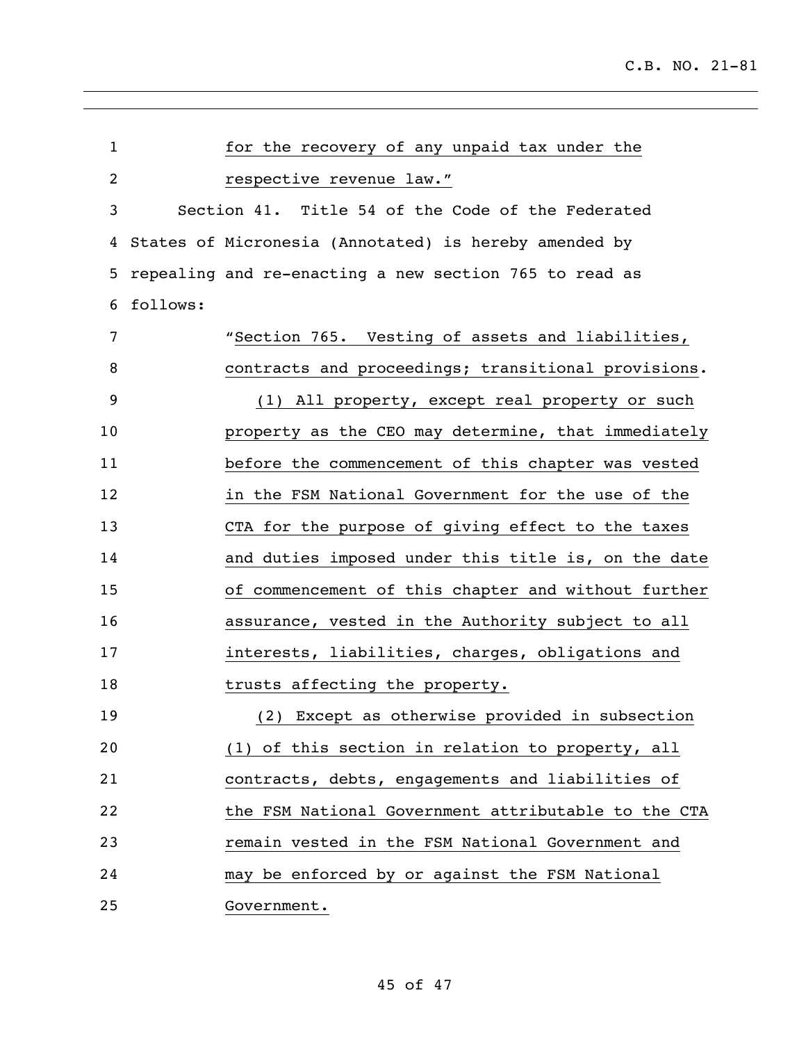for the recovery of any unpaid tax under the respective revenue law."

Section 41. Title 54 of the Code of the Federated States of Micronesia (Annotated) is hereby amended by repealing and re-enacting a new section 765 to read as follows:

"Section 765. Vesting of assets and liabilities, contracts and proceedings; transitional provisions.

(1) All property, except real property or such property as the CEO may determine, that immediately before the commencement of this chapter was vested in the FSM National Government for the use of the CTA for the purpose of giving effect to the taxes and duties imposed under this title is, on the date of commencement of this chapter and without further assurance, vested in the Authority subject to all interests, liabilities, charges, obligations and trusts affecting the property.

(2) Except as otherwise provided in subsection (1) of this section in relation to property, all contracts, debts, engagements and liabilities of the FSM National Government attributable to the CTA remain vested in the FSM National Government and may be enforced by or against the FSM National Government.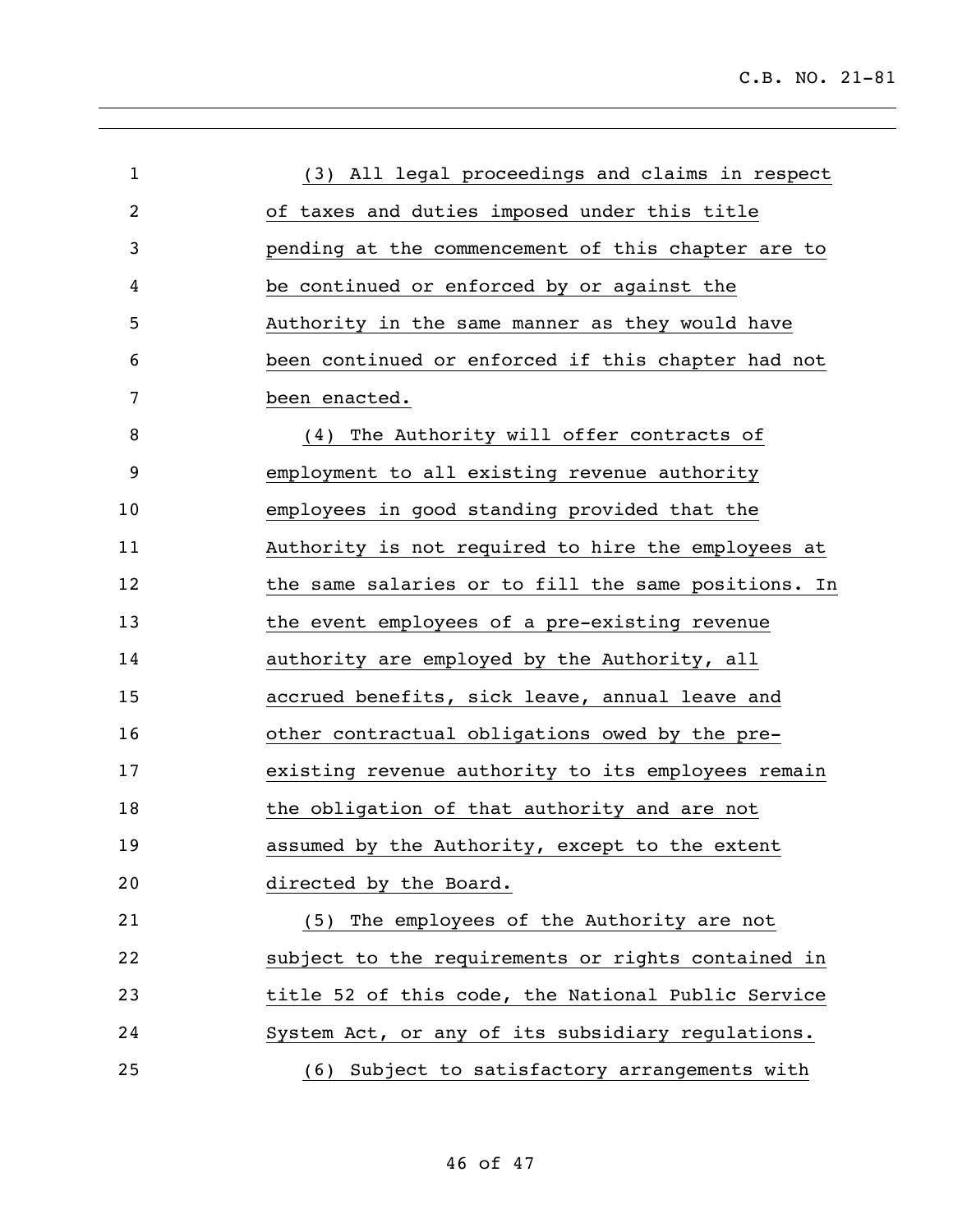(3) All legal proceedings and claims in respect of taxes and duties imposed under this title pending at the commencement of this chapter are to be continued or enforced by or against the Authority in the same manner as they would have been continued or enforced if this chapter had not been enacted.

(4) The Authority will offer contracts of employment to all existing revenue authority employees in good standing provided that the Authority is not required to hire the employees at the same salaries or to fill the same positions. In the event employees of a pre-existing revenue authority are employed by the Authority, all accrued benefits, sick leave, annual leave and other contractual obligations owed by the pre-existing revenue authority to its employees remain the obligation of that authority and are not assumed by the Authority, except to the extent directed by the Board.

(5) The employees of the Authority are not subject to the requirements or rights contained in title 52 of this code, the National Public Service System Act, or any of its subsidiary regulations.

(6) Subject to satisfactory arrangements with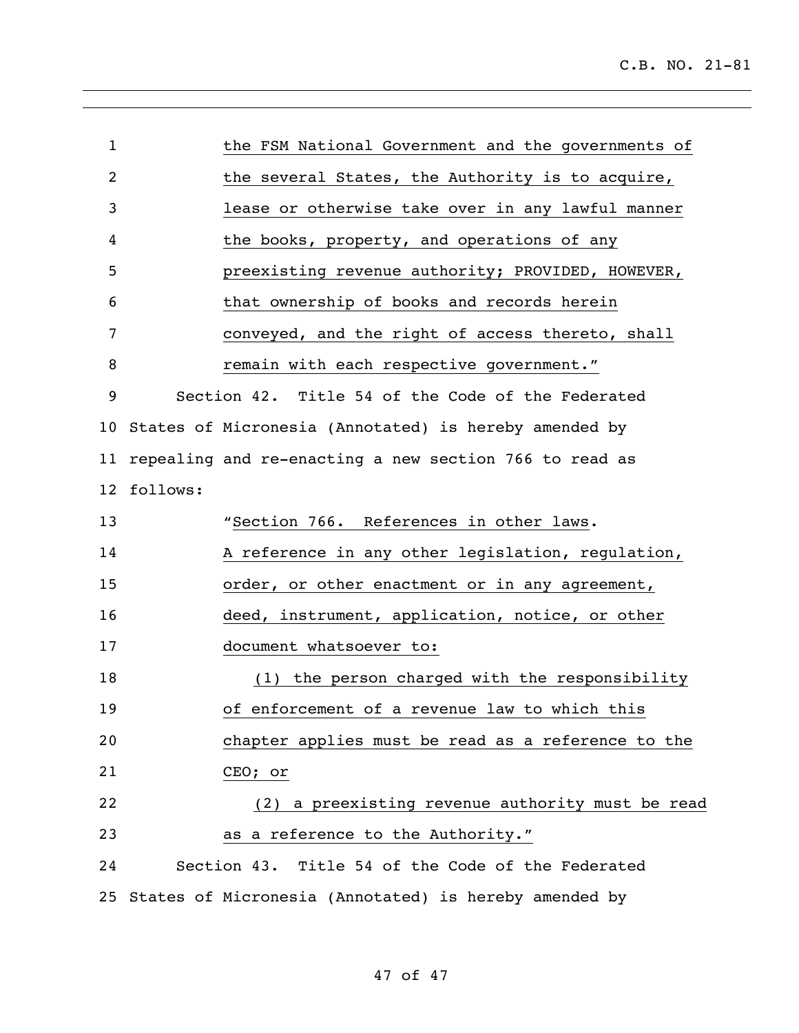the FSM National Government and the governments of the several States, the Authority is to acquire, lease or otherwise take over in any lawful manner the books, property, and operations of any preexisting revenue authority; PROVIDED, HOWEVER, that ownership of books and records herein conveyed, and the right of access thereto, shall remain with each respective government."

Section 42. Title 54 of the Code of the Federated States of Micronesia (Annotated) is hereby amended by repealing and re-enacting a new section 766 to read as follows:

"Section 766. References in other laws. A reference in any other legislation, regulation, order, or other enactment or in any agreement, deed, instrument, application, notice, or other document whatsoever to:

(1) the person charged with the responsibility of enforcement of a revenue law to which this chapter applies must be read as a reference to the CEO; or

(2) a preexisting revenue authority must be read as a reference to the Authority."

Section 43. Title 54 of the Code of the Federated States of Micronesia (Annotated) is hereby amended by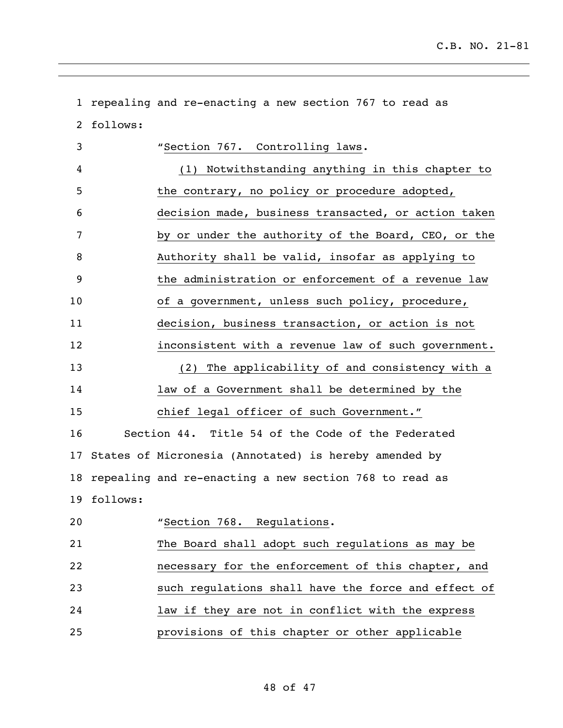repealing and re-enacting a new section 767 to read as follows:

"Section 767. Controlling laws.

(1) Notwithstanding anything in this chapter to the contrary, no policy or procedure adopted, decision made, business transacted, or action taken by or under the authority of the Board, CEO, or the Authority shall be valid, insofar as applying to the administration or enforcement of a revenue law of a government, unless such policy, procedure, decision, business transaction, or action is not inconsistent with a revenue law of such government.

(2) The applicability of and consistency with a law of a Government shall be determined by the chief legal officer of such Government."

Section 44. Title 54 of the Code of the Federated States of Micronesia (Annotated) is hereby amended by repealing and re-enacting a new section 768 to read as follows:

"Section 768. Regulations.

The Board shall adopt such regulations as may be necessary for the enforcement of this chapter, and such regulations shall have the force and effect of law if they are not in conflict with the express provisions of this chapter or other applicable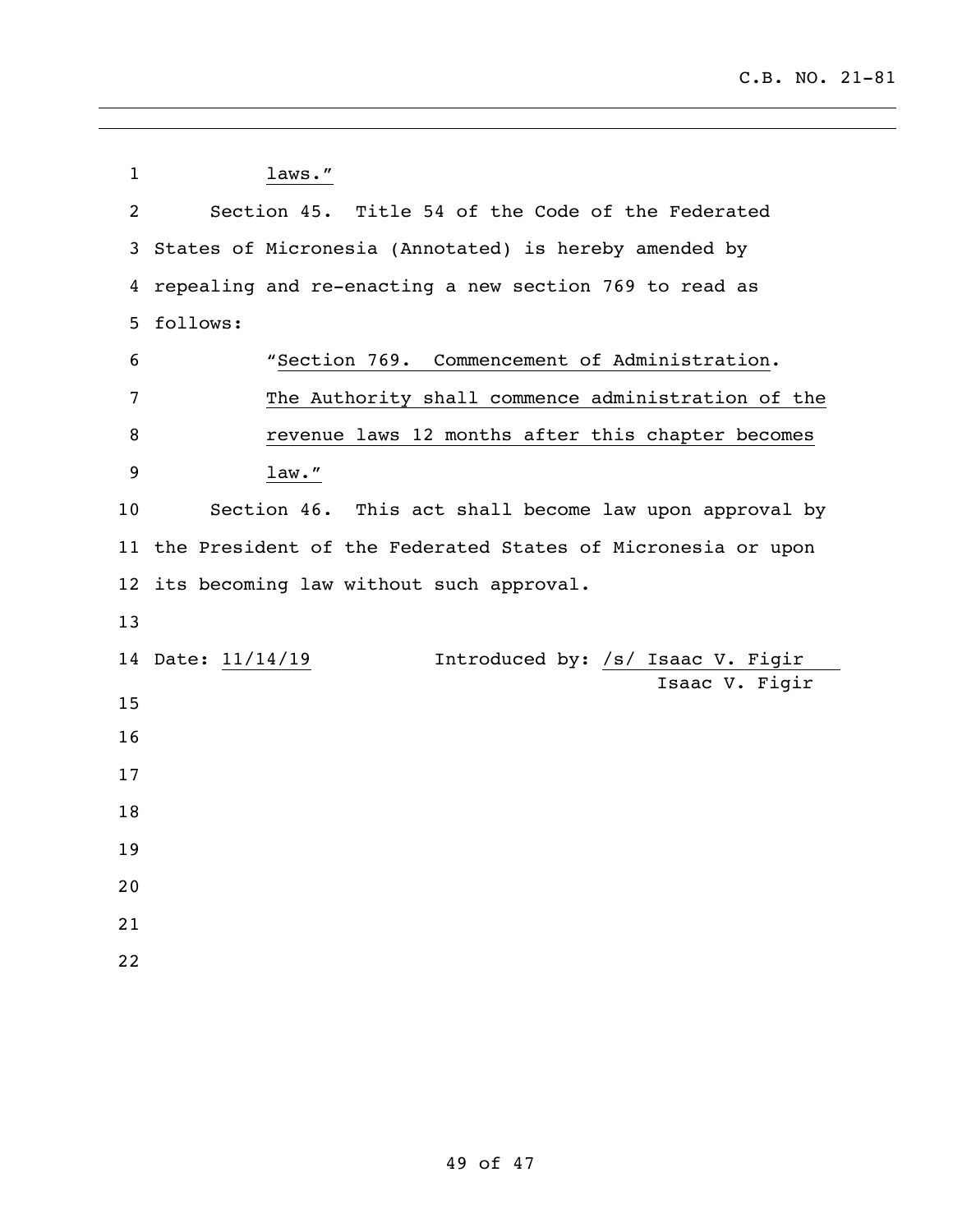laws."

Section 45. Title 54 of the Code of the Federated States of Micronesia (Annotated) is hereby amended by repealing and re-enacting a new section 769 to read as follows:

"Section 769. Commencement of Administration. The Authority shall commence administration of the revenue laws 12 months after this chapter becomes law."

Section 46. This act shall become law upon approval by the President of the Federated States of Micronesia or upon its becoming law without such approval.

Date: 11/14/19 Introduced by: /s/ Isaac V. Figir

Isaac V. Figir